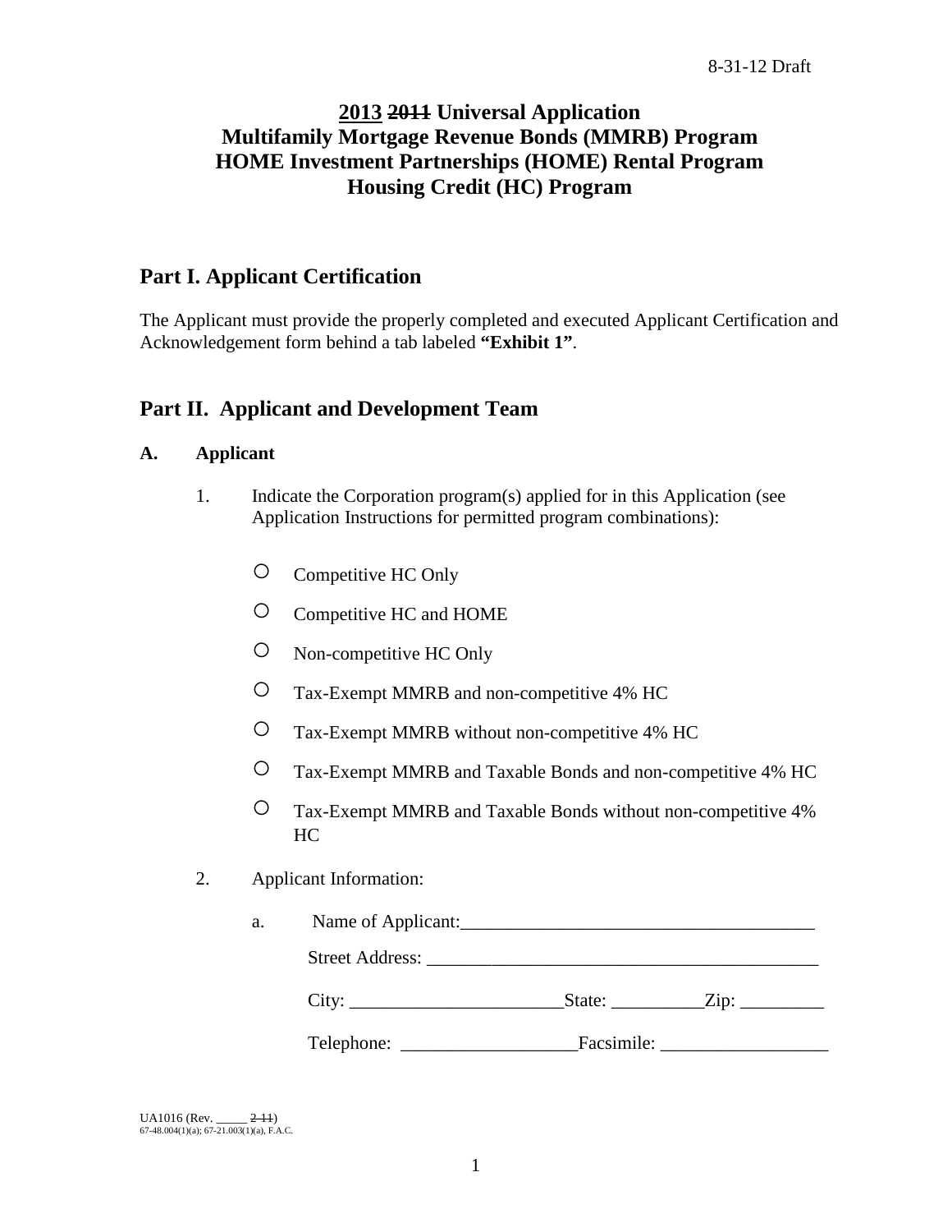8-31-12 Draft

# <u>2013</u> ~~2011~~ Universal Application
# Multifamily Mortgage Revenue Bonds (MMRB) Program
# HOME Investment Partnerships (HOME) Rental Program
# Housing Credit (HC) Program

## Part I. Applicant Certification

The Applicant must provide the properly completed and executed Applicant Certification and Acknowledgement form behind a tab labeled **"Exhibit 1"**.

## Part II. Applicant and Development Team

### A. Applicant

1. Indicate the Corporation program(s) applied for in this Application (see Application Instructions for permitted program combinations):

   - ○ Competitive HC Only
   - ○ Competitive HC and HOME
   - ○ Non-competitive HC Only
   - ○ Tax-Exempt MMRB and non-competitive 4% HC
   - ○ Tax-Exempt MMRB without non-competitive 4% HC
   - ○ Tax-Exempt MMRB and Taxable Bonds and non-competitive 4% HC
   - ○ Tax-Exempt MMRB and Taxable Bonds without non-competitive 4% HC

2. Applicant Information:

   a. Name of Applicant:______________________________________

      Street Address: __________________________________________

      City: ______________________State: __________Zip: _________

      Telephone: ___________________Facsimile: __________________

UA1016 (Rev. _____ ~~2-11~~)
67-48.004(1)(a); 67-21.003(1)(a), F.A.C.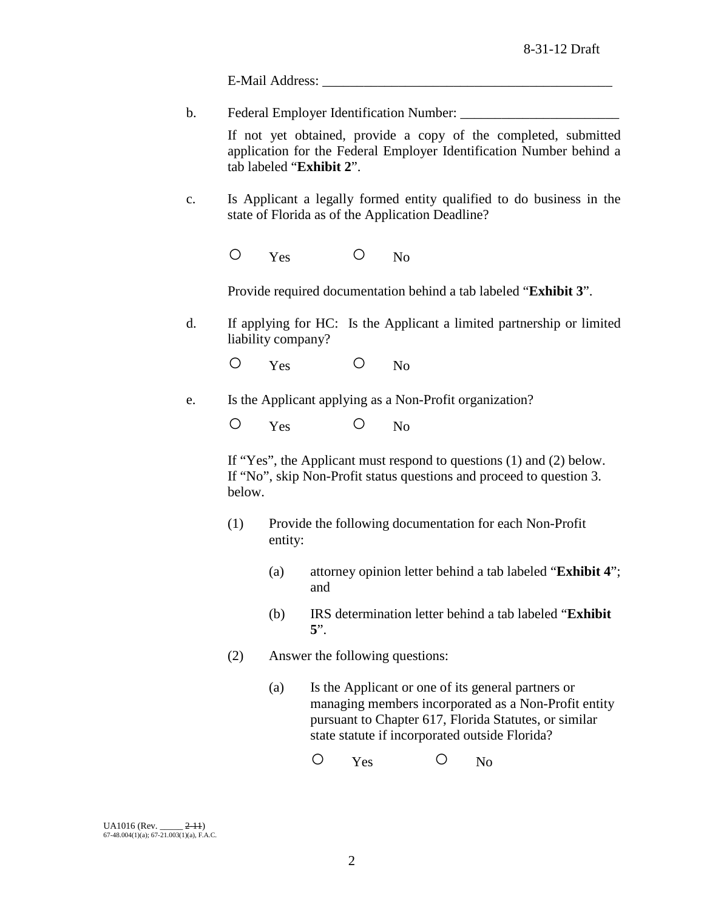E-Mail Address: ___________________________________________

b. Federal Employer Identification Number: _______________________

If not yet obtained, provide a copy of the completed, submitted application for the Federal Employer Identification Number behind a tab labeled "**Exhibit 2**".

c. Is Applicant a legally formed entity qualified to do business in the state of Florida as of the Application Deadline?

○ Yes ○ No

Provide required documentation behind a tab labeled "**Exhibit 3**".

d. If applying for HC: Is the Applicant a limited partnership or limited liability company?

○ Yes ○ No

e. Is the Applicant applying as a Non-Profit organization?

○ Yes ○ No

If "Yes", the Applicant must respond to questions (1) and (2) below. If "No", skip Non-Profit status questions and proceed to question 3. below.

(1) Provide the following documentation for each Non-Profit entity:

(a) attorney opinion letter behind a tab labeled "**Exhibit 4**"; and

(b) IRS determination letter behind a tab labeled "**Exhibit 5**".

(2) Answer the following questions:

(a) Is the Applicant or one of its general partners or managing members incorporated as a Non-Profit entity pursuant to Chapter 617, Florida Statutes, or similar state statute if incorporated outside Florida?

○ Yes ○ No

UA1016 (Rev. _____ ~~2-11~~)
67-48.004(1)(a); 67-21.003(1)(a), F.A.C.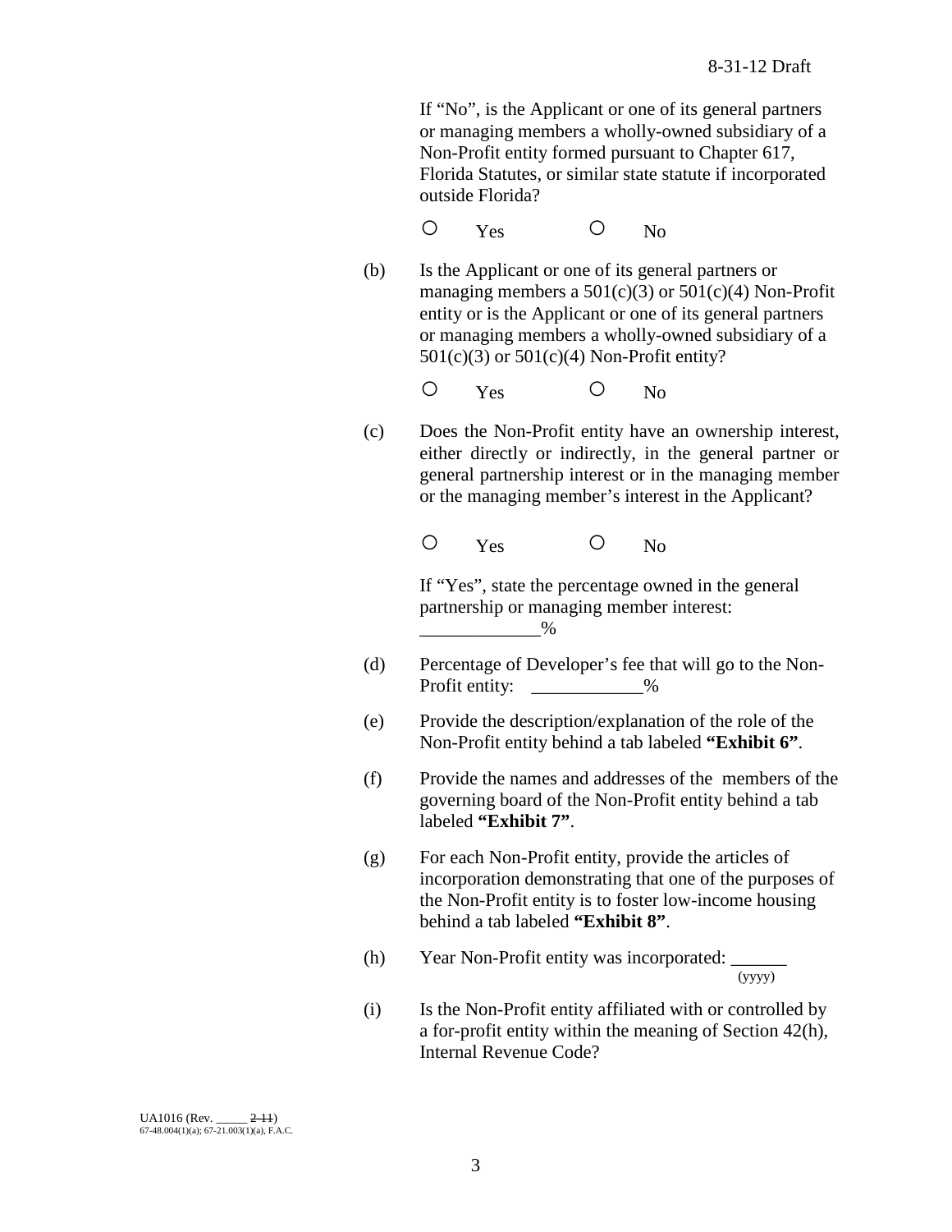If "No", is the Applicant or one of its general partners or managing members a wholly-owned subsidiary of a Non-Profit entity formed pursuant to Chapter 617, Florida Statutes, or similar state statute if incorporated outside Florida?

○ Yes ○ No

(b) Is the Applicant or one of its general partners or managing members a 501(c)(3) or 501(c)(4) Non-Profit entity or is the Applicant or one of its general partners or managing members a wholly-owned subsidiary of a 501(c)(3) or 501(c)(4) Non-Profit entity?

○ Yes ○ No

(c) Does the Non-Profit entity have an ownership interest, either directly or indirectly, in the general partner or general partnership interest or in the managing member or the managing member's interest in the Applicant?

○ Yes ○ No

If "Yes", state the percentage owned in the general partnership or managing member interest: _____________%

(d) Percentage of Developer's fee that will go to the Non-Profit entity: ____________%

(e) Provide the description/explanation of the role of the Non-Profit entity behind a tab labeled **"Exhibit 6"**.

(f) Provide the names and addresses of the members of the governing board of the Non-Profit entity behind a tab labeled **"Exhibit 7"**.

(g) For each Non-Profit entity, provide the articles of incorporation demonstrating that one of the purposes of the Non-Profit entity is to foster low-income housing behind a tab labeled **"Exhibit 8"**.

(h) Year Non-Profit entity was incorporated: ______ (yyyy)

(i) Is the Non-Profit entity affiliated with or controlled by a for-profit entity within the meaning of Section 42(h), Internal Revenue Code?

UA1016 (Rev. _____ ~~2-11~~)
67-48.004(1)(a); 67-21.003(1)(a), F.A.C.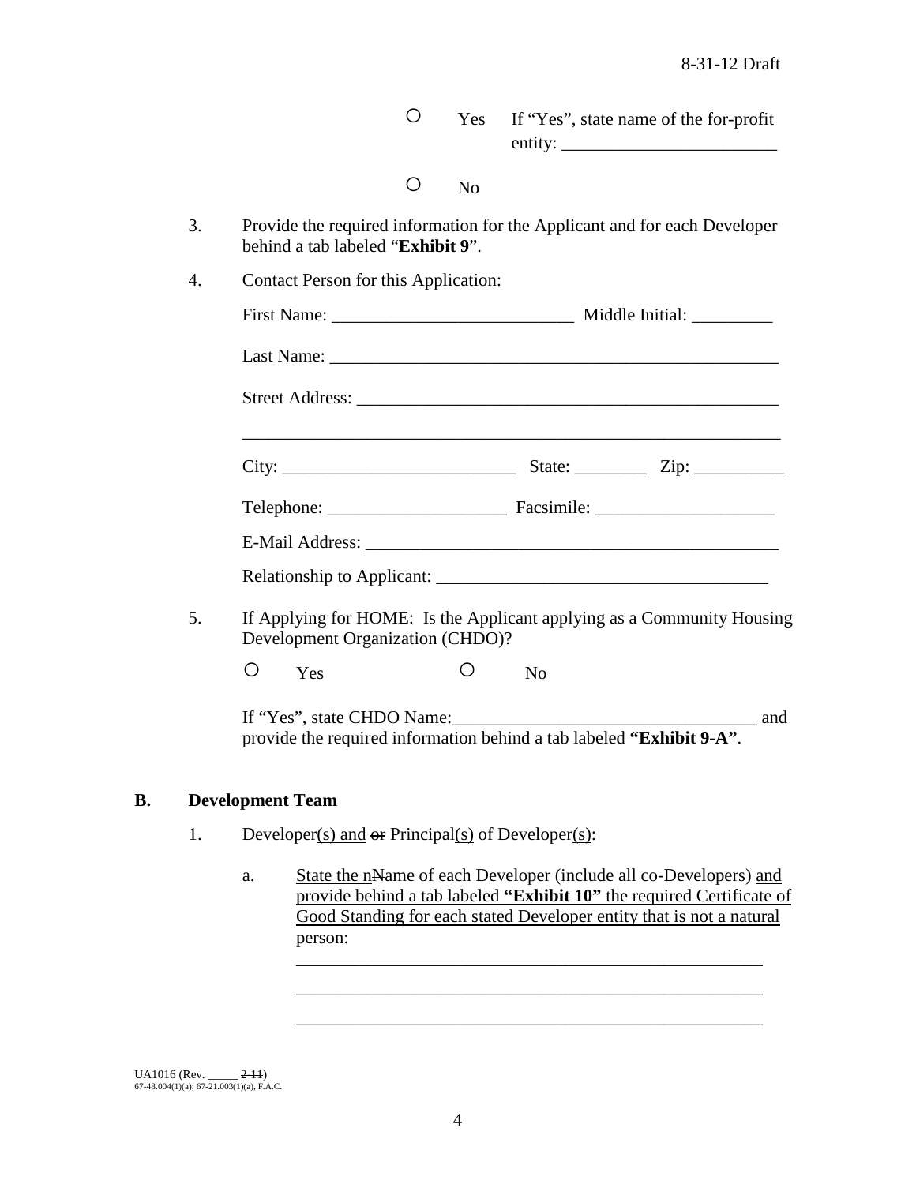○ Yes If "Yes", state name of the for-profit entity: ________________________

○ No

3. Provide the required information for the Applicant and for each Developer behind a tab labeled "**Exhibit 9**".

4. Contact Person for this Application:

   First Name: ___________________________ Middle Initial: _________

   Last Name: ___________________________________________________

   Street Address: ________________________________________________

   ______________________________________________________________

   City: __________________________ State: ________ Zip: __________

   Telephone: ____________________ Facsimile: ____________________

   E-Mail Address: ________________________________________________

   Relationship to Applicant: _____________________________________

5. If Applying for HOME: Is the Applicant applying as a Community Housing Development Organization (CHDO)?

   ○ Yes ○ No

   If "Yes", state CHDO Name:__________________________________ and provide the required information behind a tab labeled **"Exhibit 9-A"**.

## B. Development Team

1. Developer(s) and ~~or~~ Principal(s) of Developer(s):

   a. State the n~~N~~ame of each Developer (include all co-Developers) and provide behind a tab labeled **"Exhibit 10"** the required Certificate of Good Standing for each stated Developer entity that is not a natural person:

      ______________________________________________________

      ______________________________________________________

      ______________________________________________________

UA1016 (Rev. _____ ~~2-11~~)
67-48.004(1)(a); 67-21.003(1)(a), F.A.C.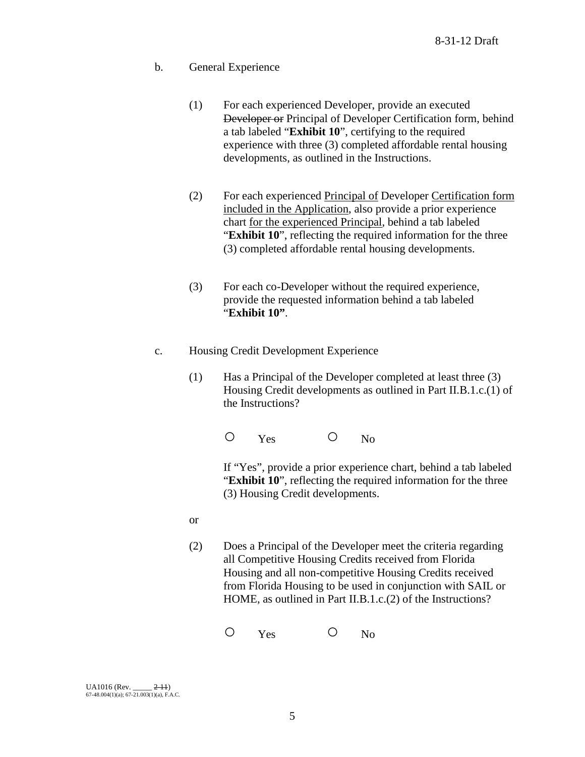b. General Experience

(1) For each experienced Developer, provide an executed ~~Developer or~~ Principal of Developer Certification form, behind a tab labeled "**Exhibit 10**", certifying to the required experience with three (3) completed affordable rental housing developments, as outlined in the Instructions.

(2) For each experienced <u>Principal of</u> Developer <u>Certification form included in the Application</u>, also provide a prior experience chart <u>for the experienced Principal</u>, behind a tab labeled "**Exhibit 10**", reflecting the required information for the three (3) completed affordable rental housing developments.

(3) For each co-Developer without the required experience, provide the requested information behind a tab labeled "**Exhibit 10"**.

c. Housing Credit Development Experience

(1) Has a Principal of the Developer completed at least three (3) Housing Credit developments as outlined in Part II.B.1.c.(1) of the Instructions?

○ Yes ○ No

If "Yes", provide a prior experience chart, behind a tab labeled "**Exhibit 10**", reflecting the required information for the three (3) Housing Credit developments.

or

(2) Does a Principal of the Developer meet the criteria regarding all Competitive Housing Credits received from Florida Housing and all non-competitive Housing Credits received from Florida Housing to be used in conjunction with SAIL or HOME, as outlined in Part II.B.1.c.(2) of the Instructions?

○ Yes ○ No

UA1016 (Rev. _____ ~~2-11~~)
67-48.004(1)(a); 67-21.003(1)(a), F.A.C.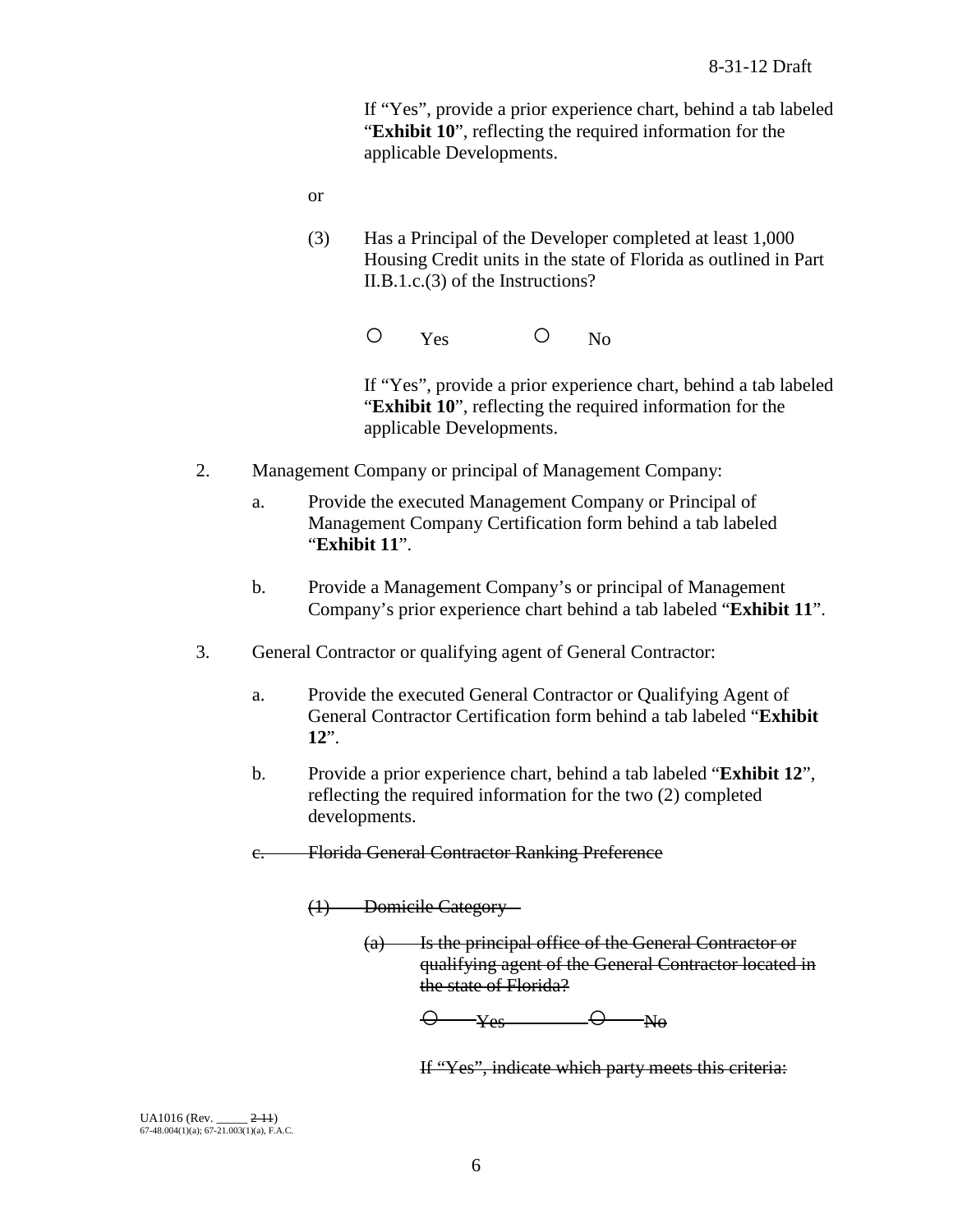If "Yes", provide a prior experience chart, behind a tab labeled "**Exhibit 10**", reflecting the required information for the applicable Developments.

or

(3) Has a Principal of the Developer completed at least 1,000 Housing Credit units in the state of Florida as outlined in Part II.B.1.c.(3) of the Instructions?

○ Yes ○ No

If "Yes", provide a prior experience chart, behind a tab labeled "**Exhibit 10**", reflecting the required information for the applicable Developments.

2. Management Company or principal of Management Company:

   a. Provide the executed Management Company or Principal of Management Company Certification form behind a tab labeled "**Exhibit 11**".

   b. Provide a Management Company's or principal of Management Company's prior experience chart behind a tab labeled "**Exhibit 11**".

3. General Contractor or qualifying agent of General Contractor:

   a. Provide the executed General Contractor or Qualifying Agent of General Contractor Certification form behind a tab labeled "**Exhibit 12**".

   b. Provide a prior experience chart, behind a tab labeled "**Exhibit 12**", reflecting the required information for the two (2) completed developments.

   ~~c. Florida General Contractor Ranking Preference~~

   ~~(1) Domicile Category~~

   ~~(a) Is the principal office of the General Contractor or qualifying agent of the General Contractor located in the state of Florida?~~

   ~~○ Yes ○ No~~

   ~~If "Yes", indicate which party meets this criteria:~~

UA1016 (Rev. _____ ~~2-11~~)
67-48.004(1)(a); 67-21.003(1)(a), F.A.C.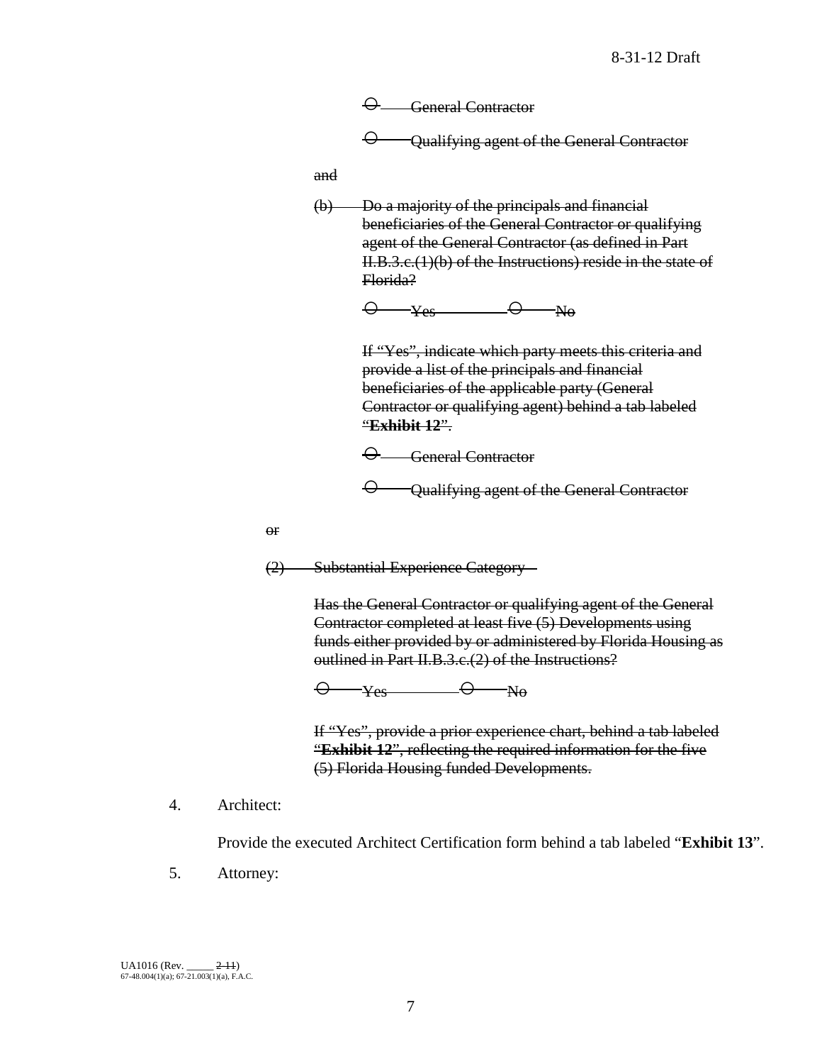~~○ General Contractor~~

~~○ Qualifying agent of the General Contractor~~

~~and~~

~~(b) Do a majority of the principals and financial beneficiaries of the General Contractor or qualifying agent of the General Contractor (as defined in Part II.B.3.c.(1)(b) of the Instructions) reside in the state of Florida?~~

~~○ Yes ○ No~~

~~If "Yes", indicate which party meets this criteria and provide a list of the principals and financial beneficiaries of the applicable party (General Contractor or qualifying agent) behind a tab labeled "**Exhibit 12**".~~

~~○ General Contractor~~

~~○ Qualifying agent of the General Contractor~~

~~or~~

~~(2) Substantial Experience Category~~

~~Has the General Contractor or qualifying agent of the General Contractor completed at least five (5) Developments using funds either provided by or administered by Florida Housing as outlined in Part II.B.3.c.(2) of the Instructions?~~

~~○ Yes ○ No~~

~~If "Yes", provide a prior experience chart, behind a tab labeled "**Exhibit 12**", reflecting the required information for the five (5) Florida Housing funded Developments.~~

4. Architect:

   Provide the executed Architect Certification form behind a tab labeled "**Exhibit 13**".

5. Attorney: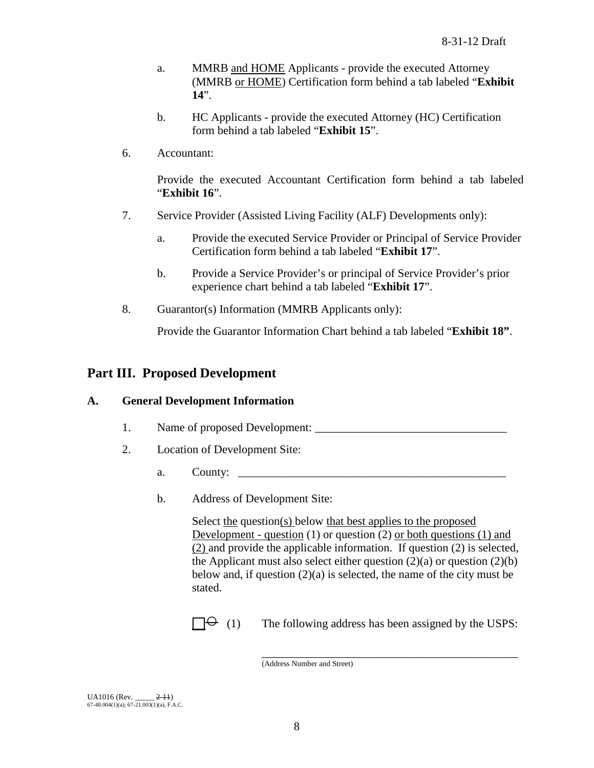a. MMRB and HOME Applicants - provide the executed Attorney (MMRB or HOME) Certification form behind a tab labeled "**Exhibit 14**".

b. HC Applicants - provide the executed Attorney (HC) Certification form behind a tab labeled "**Exhibit 15**".

6. Accountant:

   Provide the executed Accountant Certification form behind a tab labeled "**Exhibit 16**".

7. Service Provider (Assisted Living Facility (ALF) Developments only):

   a. Provide the executed Service Provider or Principal of Service Provider Certification form behind a tab labeled "**Exhibit 17**".

   b. Provide a Service Provider's or principal of Service Provider's prior experience chart behind a tab labeled "**Exhibit 17**".

8. Guarantor(s) Information (MMRB Applicants only):

   Provide the Guarantor Information Chart behind a tab labeled "**Exhibit 18"**.

## Part III. Proposed Development

### A. General Development Information

1. Name of proposed Development: ________________________________

2. Location of Development Site:

   a. County: ______________________________________________

   b. Address of Development Site:

      Select the question(s) below that best applies to the proposed Development - question (1) or question (2) or both questions (1) and (2) and provide the applicable information. If question (2) is selected, the Applicant must also select either question (2)(a) or question (2)(b) below and, if question (2)(a) is selected, the name of the city must be stated.

      ☐ ~~⊖~~ (1) The following address has been assigned by the USPS:

      ______________________________________________
      (Address Number and Street)

UA1016 (Rev. _____ ~~2-11~~)
67-48.004(1)(a); 67-21.003(1)(a), F.A.C.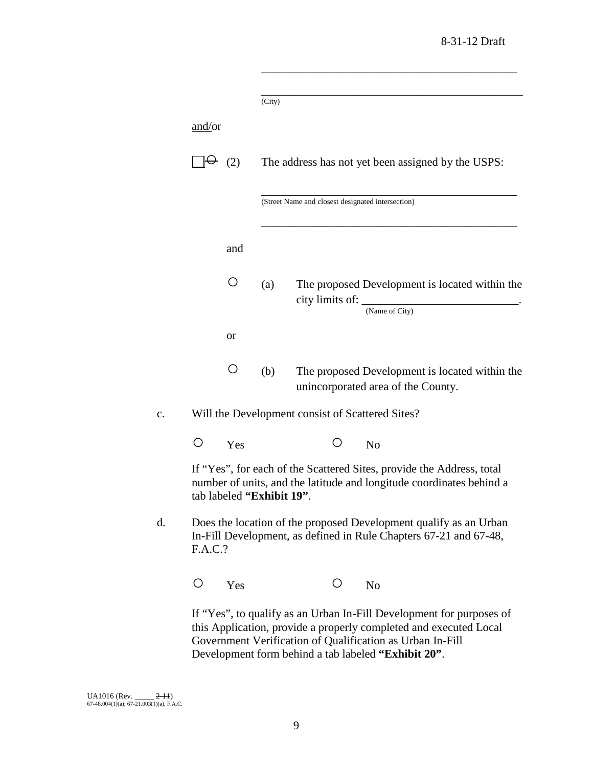\_\_\_\_\_\_\_\_\_\_\_\_\_\_\_\_\_\_\_\_\_\_\_\_\_\_\_\_\_\_\_\_\_\_\_\_\_\_\_\_\_\_\_\_\_\_\_\_

\_\_\_\_\_\_\_\_\_\_\_\_\_\_\_\_\_\_\_\_\_\_\_\_\_\_\_\_\_\_\_\_\_\_\_\_\_\_\_\_\_\_\_\_\_\_\_\_
(City)

and/or

☐ ~~○~~ (2) The address has not yet been assigned by the USPS:

\_\_\_\_\_\_\_\_\_\_\_\_\_\_\_\_\_\_\_\_\_\_\_\_\_\_\_\_\_\_\_\_\_\_\_\_\_\_\_\_\_\_\_\_\_\_\_\_
(Street Name and closest designated intersection)

\_\_\_\_\_\_\_\_\_\_\_\_\_\_\_\_\_\_\_\_\_\_\_\_\_\_\_\_\_\_\_\_\_\_\_\_\_\_\_\_\_\_\_\_\_\_\_\_

and

○ (a) The proposed Development is located within the city limits of: \_\_\_\_\_\_\_\_\_\_\_\_\_\_\_\_\_\_\_\_\_\_\_\_\_\_\_\_.
(Name of City)

or

○ (b) The proposed Development is located within the unincorporated area of the County.

c. Will the Development consist of Scattered Sites?

○ Yes ○ No

If "Yes", for each of the Scattered Sites, provide the Address, total number of units, and the latitude and longitude coordinates behind a tab labeled **"Exhibit 19"**.

d. Does the location of the proposed Development qualify as an Urban In-Fill Development, as defined in Rule Chapters 67-21 and 67-48, F.A.C.?

○ Yes ○ No

If "Yes", to qualify as an Urban In-Fill Development for purposes of this Application, provide a properly completed and executed Local Government Verification of Qualification as Urban In-Fill Development form behind a tab labeled **"Exhibit 20"**.

UA1016 (Rev. \_\_\_\_\_ ~~2-11~~)
67-48.004(1)(a); 67-21.003(1)(a), F.A.C.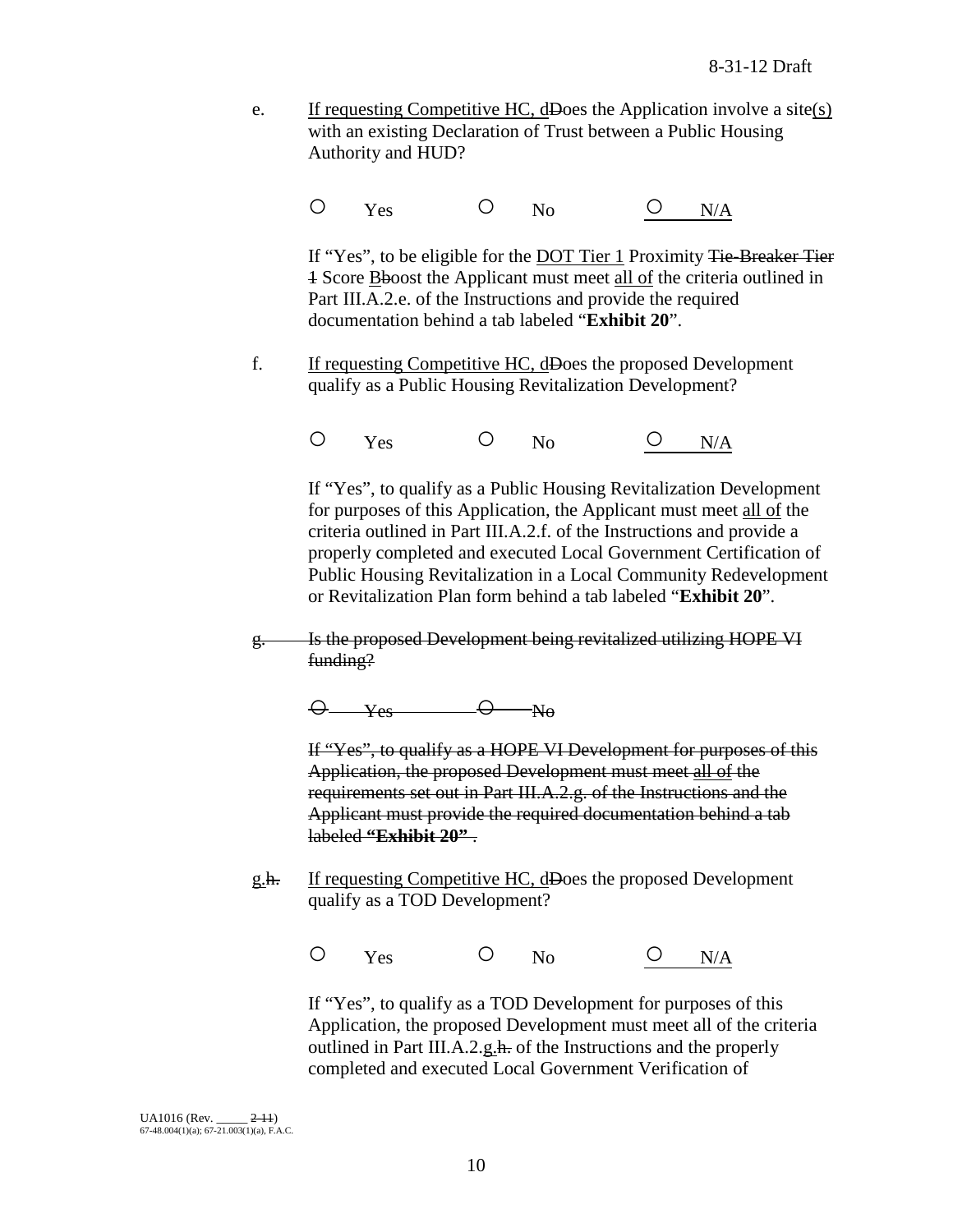8-31-12 Draft

e. If requesting Competitive HC, dDoes the Application involve a site(s) with an existing Declaration of Trust between a Public Housing Authority and HUD?

○ Yes ○ No ○ N/A

If "Yes", to be eligible for the DOT Tier 1 Proximity ~~Tie-Breaker Tier 1~~ Score Bboost the Applicant must meet all of the criteria outlined in Part III.A.2.e. of the Instructions and provide the required documentation behind a tab labeled "**Exhibit 20**".

f. If requesting Competitive HC, dDoes the proposed Development qualify as a Public Housing Revitalization Development?

○ Yes ○ No ○ N/A

If "Yes", to qualify as a Public Housing Revitalization Development for purposes of this Application, the Applicant must meet all of the criteria outlined in Part III.A.2.f. of the Instructions and provide a properly completed and executed Local Government Certification of Public Housing Revitalization in a Local Community Redevelopment or Revitalization Plan form behind a tab labeled "**Exhibit 20**".

~~g. Is the proposed Development being revitalized utilizing HOPE VI funding?~~

~~○ Yes ○ No~~

~~If "Yes", to qualify as a HOPE VI Development for purposes of this Application, the proposed Development must meet all of the requirements set out in Part III.A.2.g. of the Instructions and the Applicant must provide the required documentation behind a tab labeled **"Exhibit 20"** .~~

g.~~h.~~ If requesting Competitive HC, dDoes the proposed Development qualify as a TOD Development?

○ Yes ○ No ○ N/A

If "Yes", to qualify as a TOD Development for purposes of this Application, the proposed Development must meet all of the criteria outlined in Part III.A.2.g.~~h.~~ of the Instructions and the properly completed and executed Local Government Verification of

UA1016 (Rev. _____ ~~2-11~~)
67-48.004(1)(a); 67-21.003(1)(a), F.A.C.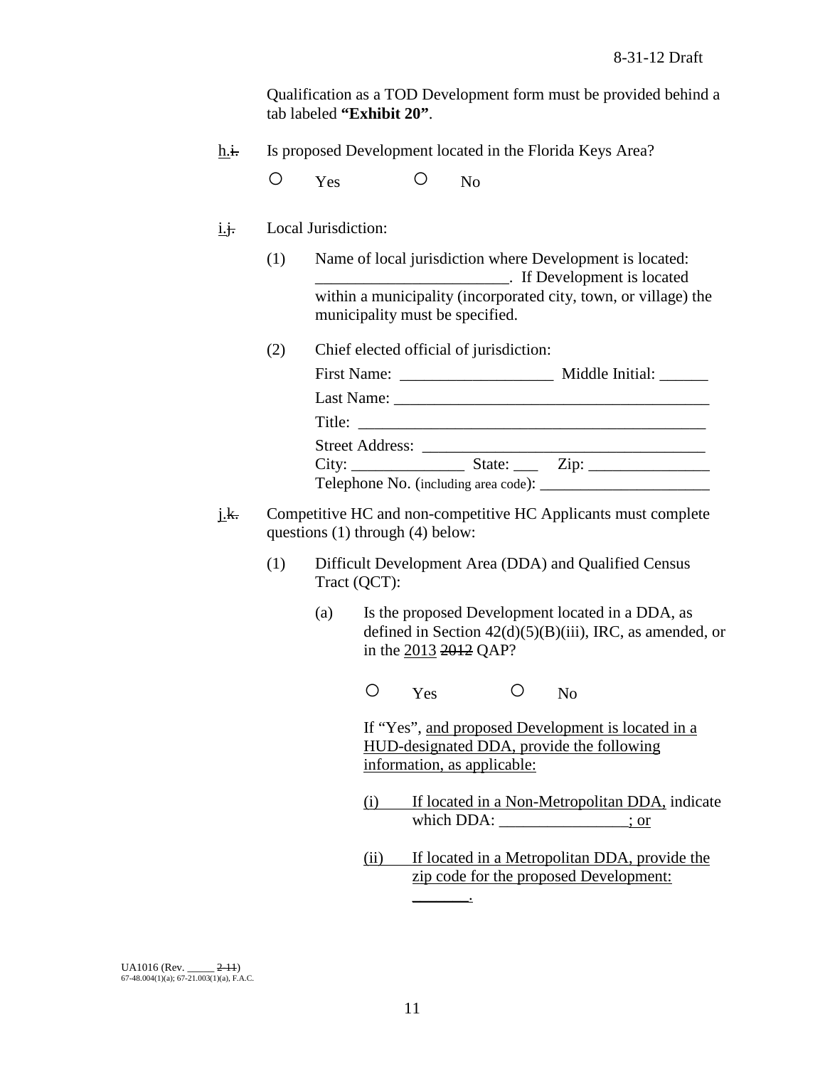Qualification as a TOD Development form must be provided behind a tab labeled **"Exhibit 20"**.

h.~~i.~~ Is proposed Development located in the Florida Keys Area?

○ Yes ○ No

i.~~j.~~ Local Jurisdiction:

(1) Name of local jurisdiction where Development is located: ________________________. If Development is located within a municipality (incorporated city, town, or village) the municipality must be specified.

(2) Chief elected official of jurisdiction:

First Name: ___________________ Middle Initial: ______

Last Name: _______________________________________

Title: ___________________________________________

Street Address: __________________________________

City: ______________ State: ___ Zip: _______________

Telephone No. (including area code): _____________________

j.~~k.~~ Competitive HC and non-competitive HC Applicants must complete questions (1) through (4) below:

(1) Difficult Development Area (DDA) and Qualified Census Tract (QCT):

(a) Is the proposed Development located in a DDA, as defined in Section 42(d)(5)(B)(iii), IRC, as amended, or in the 2013 ~~2012~~ QAP?

○ Yes ○ No

If "Yes", and proposed Development is located in a HUD-designated DDA, provide the following information, as applicable:

(i) If located in a Non-Metropolitan DDA, indicate which DDA: ________________; or

(ii) If located in a Metropolitan DDA, provide the zip code for the proposed Development: _______.

UA1016 (Rev. _____ ~~2-11~~)
67-48.004(1)(a); 67-21.003(1)(a), F.A.C.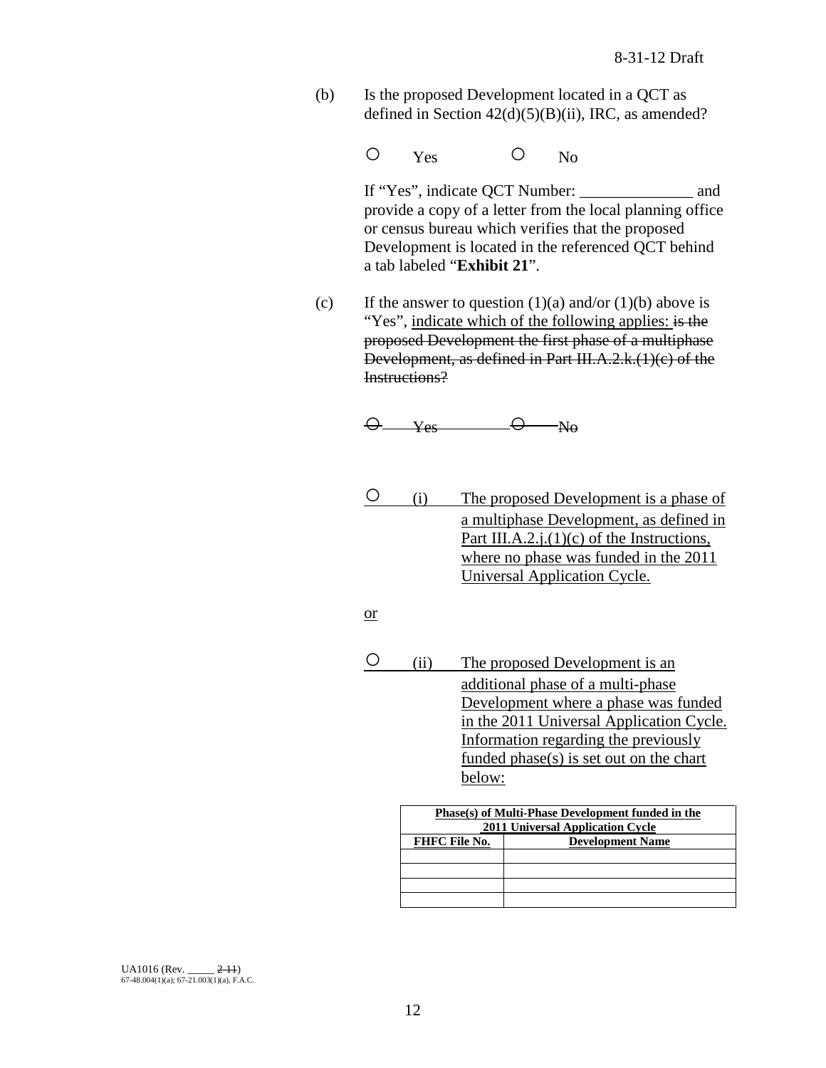(b) Is the proposed Development located in a QCT as defined in Section 42(d)(5)(B)(ii), IRC, as amended?

○ Yes ○ No

If "Yes", indicate QCT Number: ______________ and provide a copy of a letter from the local planning office or census bureau which verifies that the proposed Development is located in the referenced QCT behind a tab labeled "**Exhibit 21**".

(c) If the answer to question (1)(a) and/or (1)(b) above is "Yes", indicate which of the following applies: ~~is the proposed Development the first phase of a multiphase Development, as defined in Part III.A.2.k.(1)(c) of the Instructions?~~

~~○ Yes ○ No~~

○ (i) The proposed Development is a phase of a multiphase Development, as defined in Part III.A.2.j.(1)(c) of the Instructions, where no phase was funded in the 2011 Universal Application Cycle.

or

○ (ii) The proposed Development is an additional phase of a multi-phase Development where a phase was funded in the 2011 Universal Application Cycle. Information regarding the previously funded phase(s) is set out on the chart below:

| **Phase(s) of Multi-Phase Development funded in the 2011 Universal Application Cycle** | |
|---|---|
| **FHFC File No.** | **Development Name** |
| | |
| | |
| | |
| | |

UA1016 (Rev. _____ ~~2-11~~)
67-48.004(1)(a); 67-21.003(1)(a), F.A.C.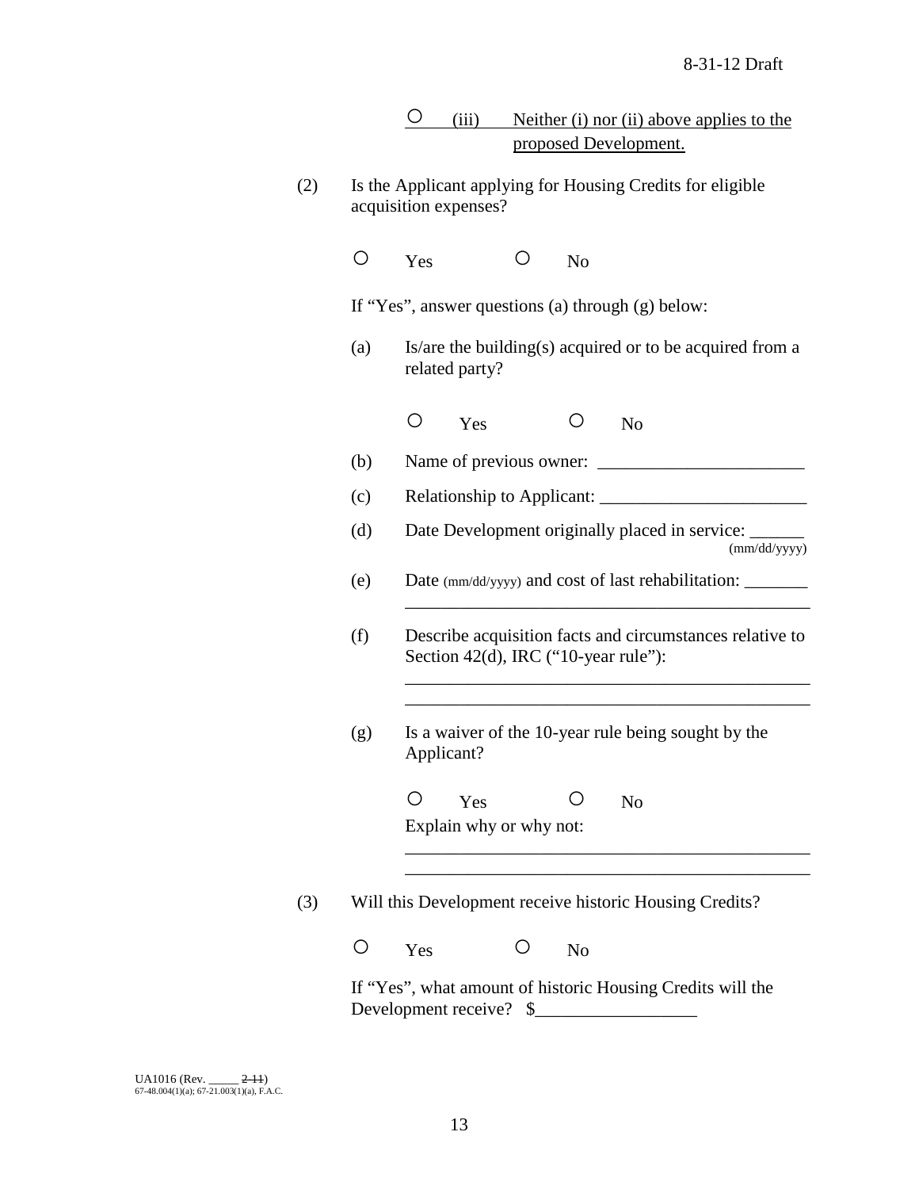○ (iii) Neither (i) nor (ii) above applies to the proposed Development.

(2) Is the Applicant applying for Housing Credits for eligible acquisition expenses?

○ Yes ○ No

If "Yes", answer questions (a) through (g) below:

(a) Is/are the building(s) acquired or to be acquired from a related party?

○ Yes ○ No

(b) Name of previous owner: _______________________

(c) Relationship to Applicant: _______________________

(d) Date Development originally placed in service: ______ (mm/dd/yyyy)

(e) Date (mm/dd/yyyy) and cost of last rehabilitation: _______
_____________________________________________

(f) Describe acquisition facts and circumstances relative to Section 42(d), IRC ("10-year rule"):

_____________________________________________
_____________________________________________

(g) Is a waiver of the 10-year rule being sought by the Applicant?

○ Yes ○ No

Explain why or why not:

_____________________________________________
_____________________________________________

(3) Will this Development receive historic Housing Credits?

○ Yes ○ No

If "Yes", what amount of historic Housing Credits will the Development receive? $_________________

UA1016 (Rev. _____ ~~2-11~~)
67-48.004(1)(a); 67-21.003(1)(a), F.A.C.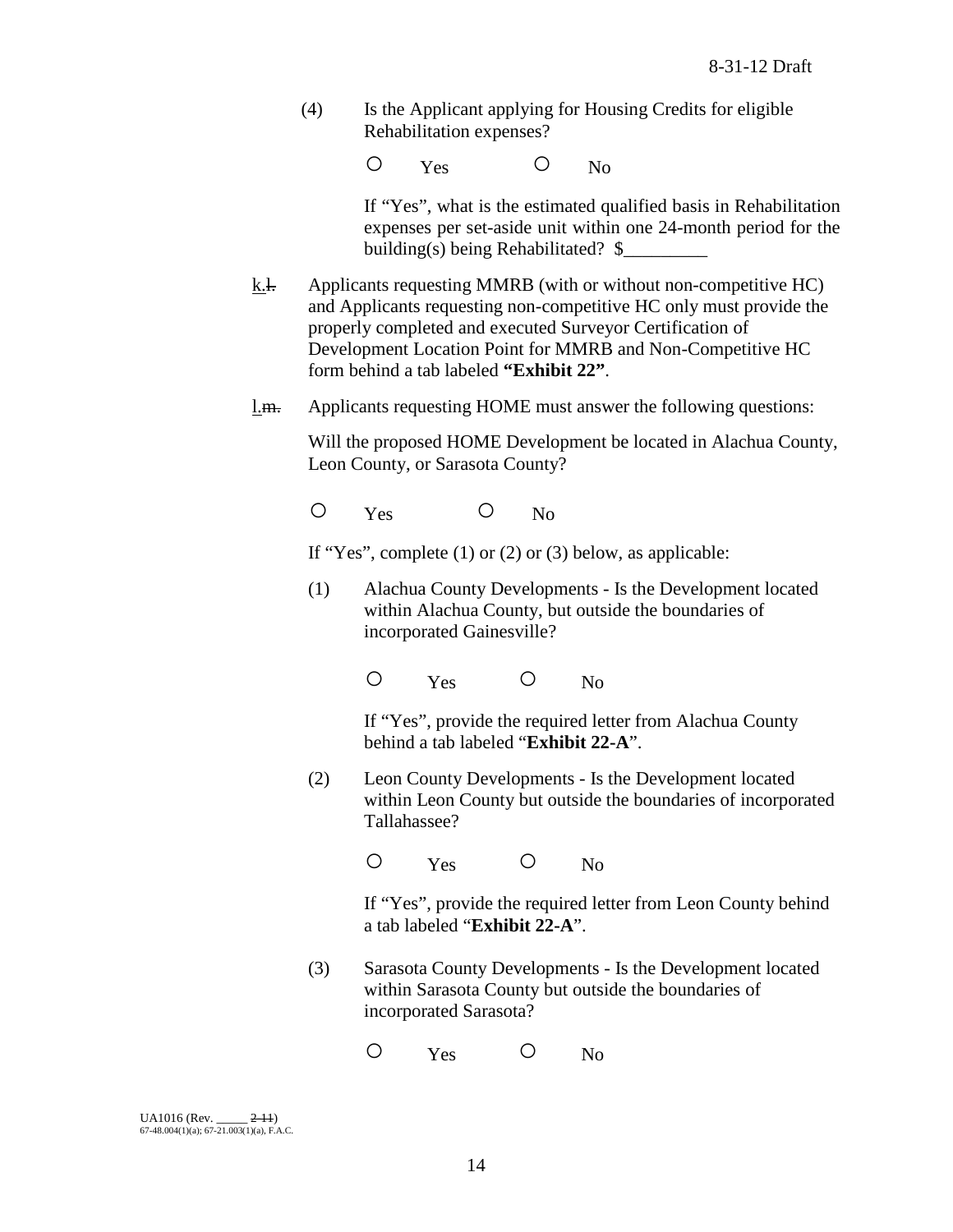(4) Is the Applicant applying for Housing Credits for eligible Rehabilitation expenses?

○ Yes ○ No

If "Yes", what is the estimated qualified basis in Rehabilitation expenses per set-aside unit within one 24-month period for the building(s) being Rehabilitated? $_________

k.~~l.~~ Applicants requesting MMRB (with or without non-competitive HC) and Applicants requesting non-competitive HC only must provide the properly completed and executed Surveyor Certification of Development Location Point for MMRB and Non-Competitive HC form behind a tab labeled **"Exhibit 22"**.

l.~~m.~~ Applicants requesting HOME must answer the following questions:

Will the proposed HOME Development be located in Alachua County, Leon County, or Sarasota County?

○ Yes ○ No

If "Yes", complete (1) or (2) or (3) below, as applicable:

(1) Alachua County Developments - Is the Development located within Alachua County, but outside the boundaries of incorporated Gainesville?

○ Yes ○ No

If "Yes", provide the required letter from Alachua County behind a tab labeled "**Exhibit 22-A**".

(2) Leon County Developments - Is the Development located within Leon County but outside the boundaries of incorporated Tallahassee?

○ Yes ○ No

If "Yes", provide the required letter from Leon County behind a tab labeled "**Exhibit 22-A**".

(3) Sarasota County Developments - Is the Development located within Sarasota County but outside the boundaries of incorporated Sarasota?

○ Yes ○ No

UA1016 (Rev. _____ ~~2-11~~)
67-48.004(1)(a); 67-21.003(1)(a), F.A.C.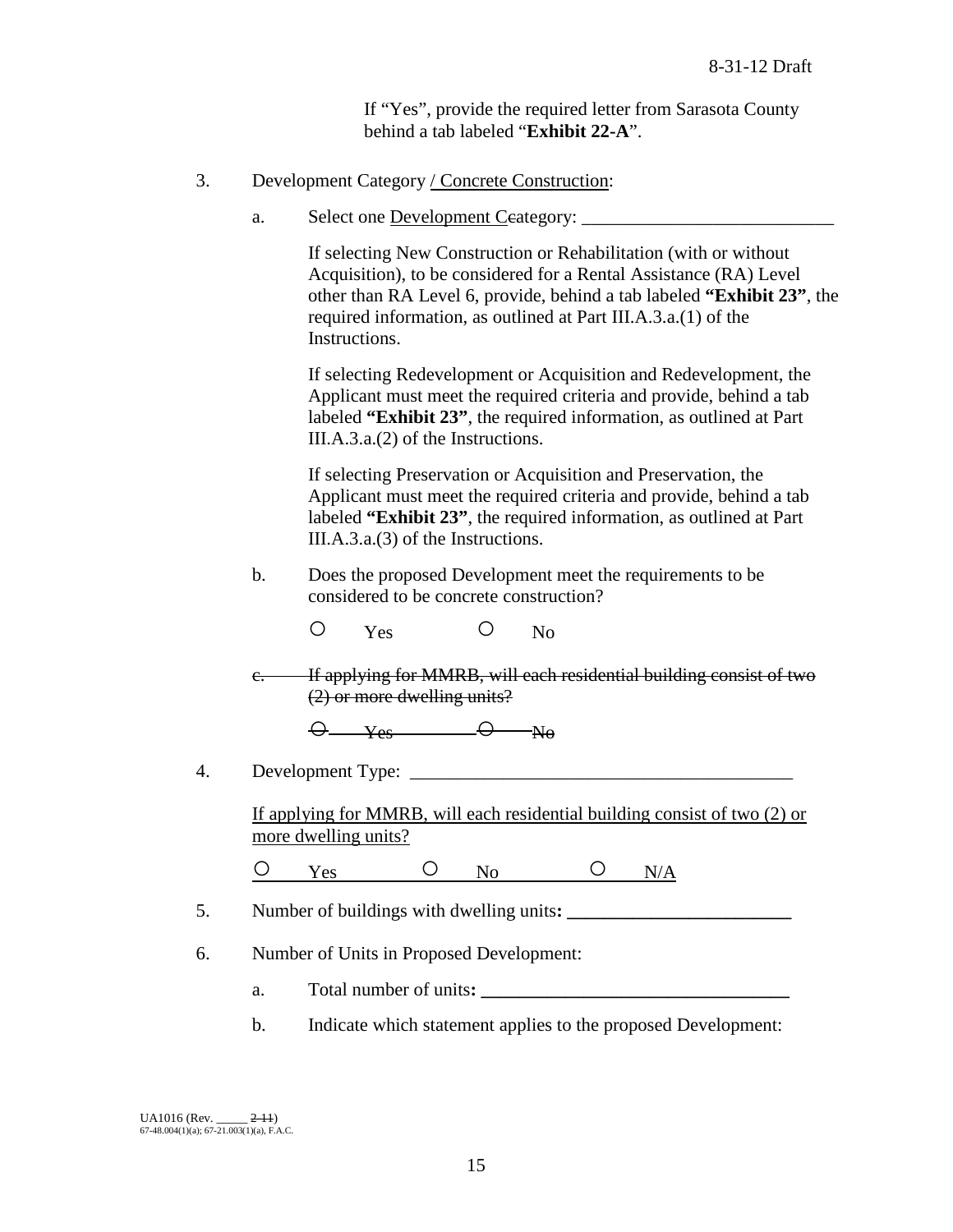If "Yes", provide the required letter from Sarasota County behind a tab labeled "**Exhibit 22-A**".

3. Development Category <u>/ Concrete Construction</u>:

   a. Select one <u>Development C</u>~~c~~ategory: ___________________________

      If selecting New Construction or Rehabilitation (with or without Acquisition), to be considered for a Rental Assistance (RA) Level other than RA Level 6, provide, behind a tab labeled **"Exhibit 23"**, the required information, as outlined at Part III.A.3.a.(1) of the Instructions.

      If selecting Redevelopment or Acquisition and Redevelopment, the Applicant must meet the required criteria and provide, behind a tab labeled **"Exhibit 23"**, the required information, as outlined at Part III.A.3.a.(2) of the Instructions.

      If selecting Preservation or Acquisition and Preservation, the Applicant must meet the required criteria and provide, behind a tab labeled **"Exhibit 23"**, the required information, as outlined at Part III.A.3.a.(3) of the Instructions.

   b. Does the proposed Development meet the requirements to be considered to be concrete construction?

      ○ Yes ○ No

   ~~c. If applying for MMRB, will each residential building consist of two (2) or more dwelling units?~~

      ~~○ Yes ○ No~~

4. Development Type: _________________________________________

   <u>If applying for MMRB, will each residential building consist of two (2) or more dwelling units?</u>

   <u>○ Yes ○ No ○ N/A</u>

5. Number of buildings with dwelling units**: ________________________**

6. Number of Units in Proposed Development:

   a. Total number of units**: _________________________________**

   b. Indicate which statement applies to the proposed Development:

UA1016 (Rev. _____ ~~2-11~~)
67-48.004(1)(a); 67-21.003(1)(a), F.A.C.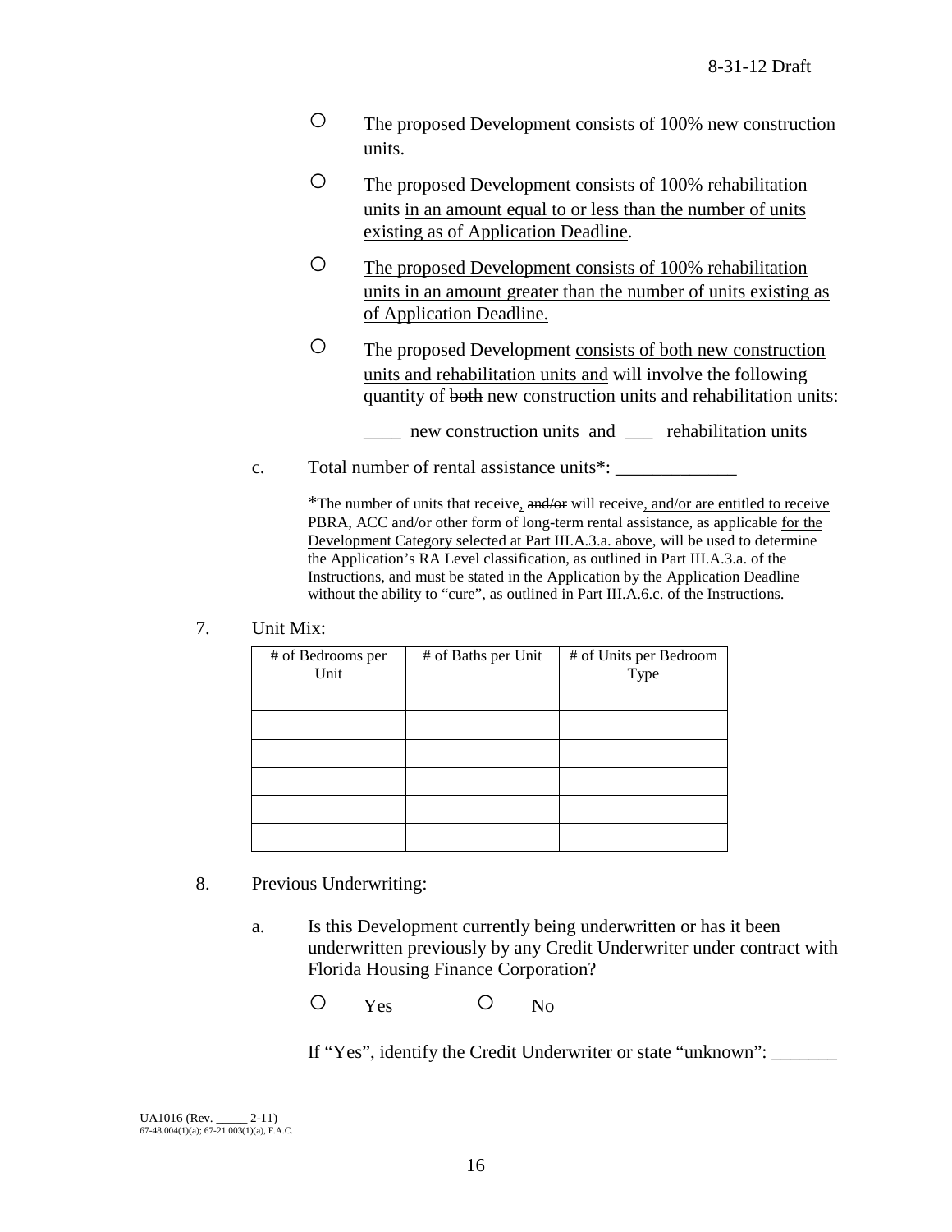- ○ The proposed Development consists of 100% new construction units.
- ○ The proposed Development consists of 100% rehabilitation units in an amount equal to or less than the number of units existing as of Application Deadline.
- ○ The proposed Development consists of 100% rehabilitation units in an amount greater than the number of units existing as of Application Deadline.
- ○ The proposed Development consists of both new construction units and rehabilitation units and will involve the following quantity of ~~both~~ new construction units and rehabilitation units:

  ____ new construction units and ___ rehabilitation units

c. Total number of rental assistance units*: _____________

*The number of units that receive, ~~and/or~~ will receive, and/or are entitled to receive PBRA, ACC and/or other form of long-term rental assistance, as applicable for the Development Category selected at Part III.A.3.a. above, will be used to determine the Application's RA Level classification, as outlined in Part III.A.3.a. of the Instructions, and must be stated in the Application by the Application Deadline without the ability to "cure", as outlined in Part III.A.6.c. of the Instructions.

7. Unit Mix:

| # of Bedrooms per Unit | # of Baths per Unit | # of Units per Bedroom Type |
|---|---|---|
| | | |
| | | |
| | | |
| | | |
| | | |
| | | |

8. Previous Underwriting:

a. Is this Development currently being underwritten or has it been underwritten previously by any Credit Underwriter under contract with Florida Housing Finance Corporation?

○ Yes ○ No

If "Yes", identify the Credit Underwriter or state "unknown": _______

UA1016 (Rev. _____ ~~2-11~~)
67-48.004(1)(a); 67-21.003(1)(a), F.A.C.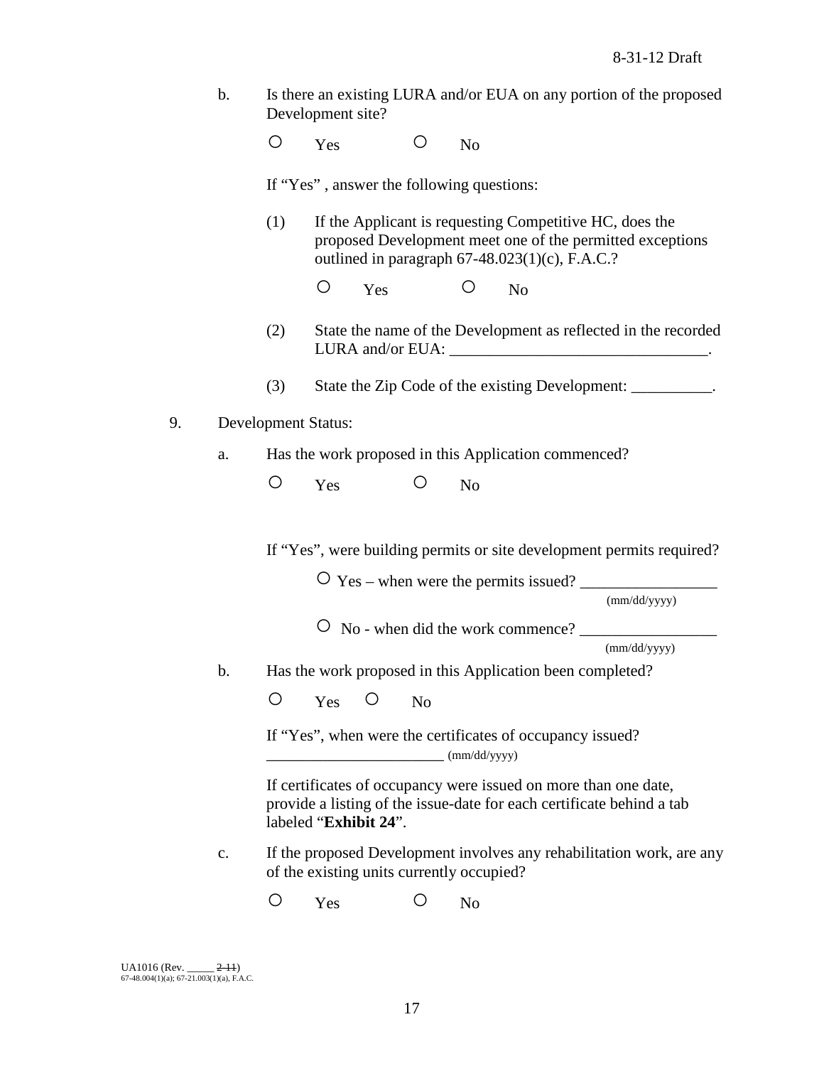b. Is there an existing LURA and/or EUA on any portion of the proposed Development site?

○ Yes ○ No

If "Yes" , answer the following questions:

(1) If the Applicant is requesting Competitive HC, does the proposed Development meet one of the permitted exceptions outlined in paragraph 67-48.023(1)(c), F.A.C.?

○ Yes ○ No

(2) State the name of the Development as reflected in the recorded LURA and/or EUA: ________________________________.

(3) State the Zip Code of the existing Development: __________.

9. Development Status:

a. Has the work proposed in this Application commenced?

○ Yes ○ No

If "Yes", were building permits or site development permits required?

○ Yes – when were the permits issued? _________________ (mm/dd/yyyy)

○ No - when did the work commence? _________________ (mm/dd/yyyy)

b. Has the work proposed in this Application been completed?

○ Yes ○ No

If "Yes", when were the certificates of occupancy issued? _______________________ (mm/dd/yyyy)

If certificates of occupancy were issued on more than one date, provide a listing of the issue-date for each certificate behind a tab labeled "**Exhibit 24**".

c. If the proposed Development involves any rehabilitation work, are any of the existing units currently occupied?

○ Yes ○ No

UA1016 (Rev. _____ ~~2-11~~)
67-48.004(1)(a); 67-21.003(1)(a), F.A.C.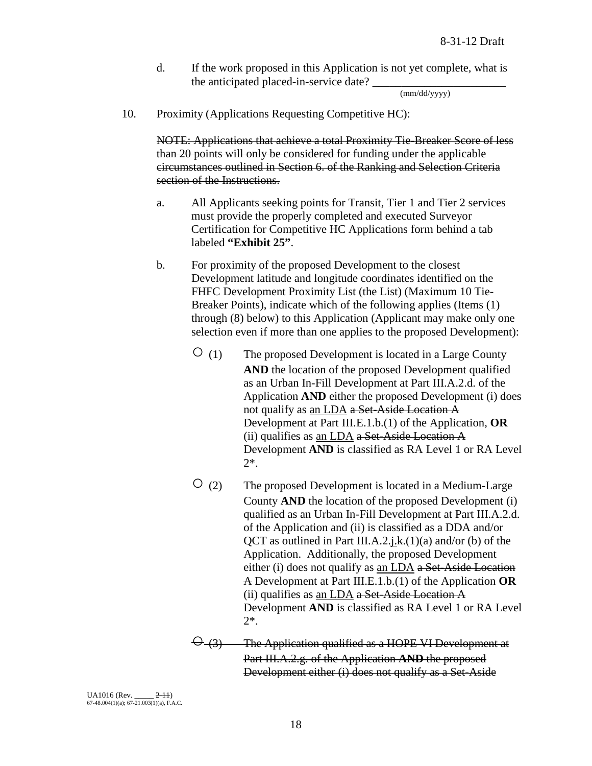d. If the work proposed in this Application is not yet complete, what is the anticipated placed-in-service date? _______________________ (mm/dd/yyyy)

10. Proximity (Applications Requesting Competitive HC):

~~NOTE: Applications that achieve a total Proximity Tie-Breaker Score of less than 20 points will only be considered for funding under the applicable circumstances outlined in Section 6. of the Ranking and Selection Criteria section of the Instructions.~~

a. All Applicants seeking points for Transit, Tier 1 and Tier 2 services must provide the properly completed and executed Surveyor Certification for Competitive HC Applications form behind a tab labeled **"Exhibit 25"**.

b. For proximity of the proposed Development to the closest Development latitude and longitude coordinates identified on the FHFC Development Proximity List (the List) (Maximum 10 Tie-Breaker Points), indicate which of the following applies (Items (1) through (8) below) to this Application (Applicant may make only one selection even if more than one applies to the proposed Development):

○ (1) The proposed Development is located in a Large County **AND** the location of the proposed Development qualified as an Urban In-Fill Development at Part III.A.2.d. of the Application **AND** either the proposed Development (i) does not qualify as <u>an LDA</u> ~~a Set-Aside Location A~~ Development at Part III.E.1.b.(1) of the Application, **OR** (ii) qualifies as <u>an LDA</u> ~~a Set-Aside Location A~~ Development **AND** is classified as RA Level 1 or RA Level 2*.

○ (2) The proposed Development is located in a Medium-Large County **AND** the location of the proposed Development (i) qualified as an Urban In-Fill Development at Part III.A.2.d. of the Application and (ii) is classified as a DDA and/or QCT as outlined in Part III.A.2.<u>j.</u>~~k.~~(1)(a) and/or (b) of the Application. Additionally, the proposed Development either (i) does not qualify as <u>an LDA</u> ~~a Set-Aside Location A~~ Development at Part III.E.1.b.(1) of the Application **OR** (ii) qualifies as <u>an LDA</u> ~~a Set-Aside Location A~~ Development **AND** is classified as RA Level 1 or RA Level 2*.

~~○ (3) The Application qualified as a HOPE VI Development at Part III.A.2.g. of the Application **AND** the proposed Development either (i) does not qualify as a Set-Aside~~

UA1016 (Rev. _____ ~~2-11~~)
67-48.004(1)(a); 67-21.003(1)(a), F.A.C.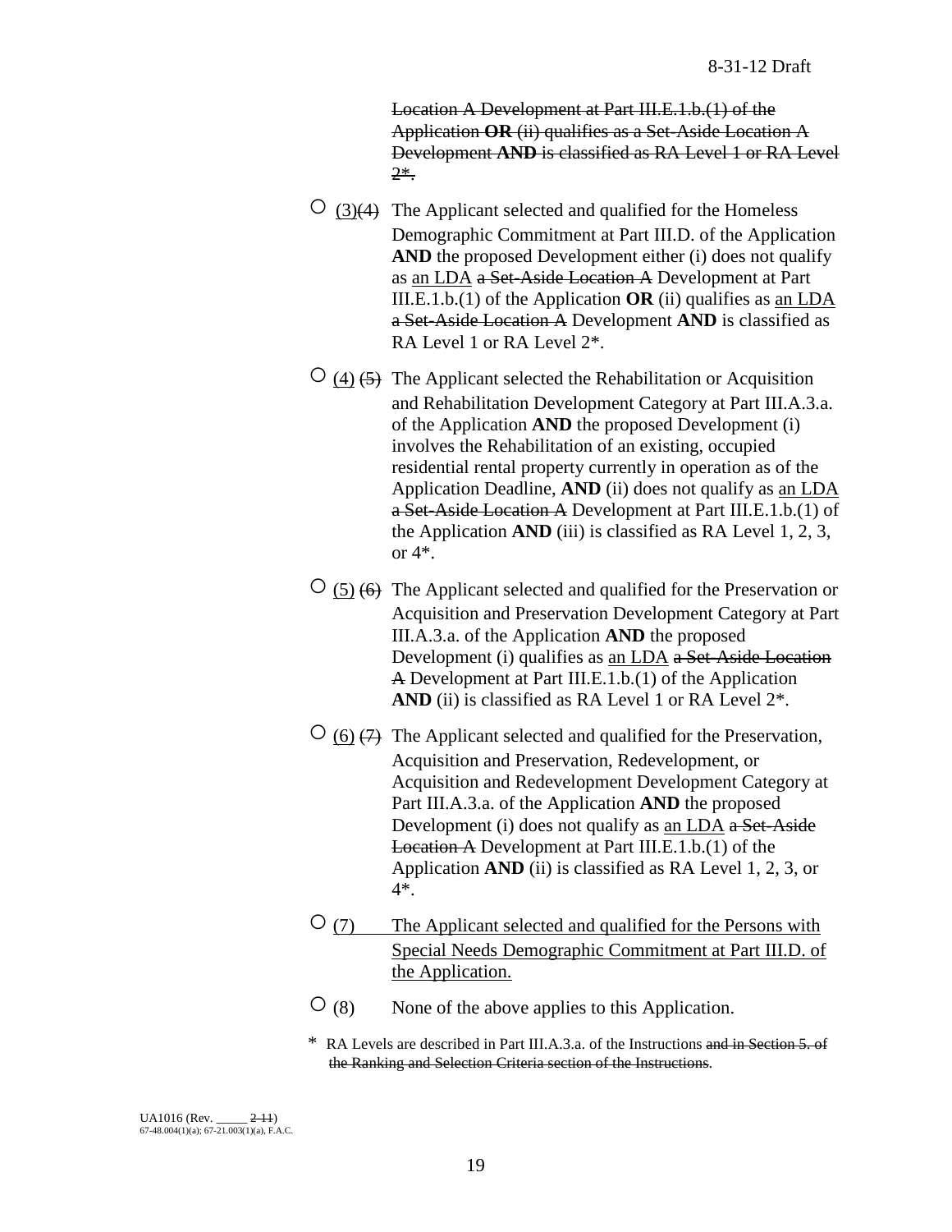~~Location A Development at Part III.E.1.b.(1) of the Application **OR** (ii) qualifies as a Set-Aside Location A Development **AND** is classified as RA Level 1 or RA Level 2*.~~

○ <u>(3)</u>~~(4)~~ The Applicant selected and qualified for the Homeless Demographic Commitment at Part III.D. of the Application **AND** the proposed Development either (i) does not qualify as <u>an LDA</u> ~~a Set-Aside Location A~~ Development at Part III.E.1.b.(1) of the Application **OR** (ii) qualifies as <u>an LDA</u> ~~a Set-Aside Location A~~ Development **AND** is classified as RA Level 1 or RA Level 2*.

○ <u>(4)</u> ~~(5)~~ The Applicant selected the Rehabilitation or Acquisition and Rehabilitation Development Category at Part III.A.3.a. of the Application **AND** the proposed Development (i) involves the Rehabilitation of an existing, occupied residential rental property currently in operation as of the Application Deadline, **AND** (ii) does not qualify as <u>an LDA</u> ~~a Set-Aside Location A~~ Development at Part III.E.1.b.(1) of the Application **AND** (iii) is classified as RA Level 1, 2, 3, or 4*.

○ <u>(5)</u> ~~(6)~~ The Applicant selected and qualified for the Preservation or Acquisition and Preservation Development Category at Part III.A.3.a. of the Application **AND** the proposed Development (i) qualifies as <u>an LDA</u> ~~a Set-Aside Location A~~ Development at Part III.E.1.b.(1) of the Application **AND** (ii) is classified as RA Level 1 or RA Level 2*.

○ <u>(6)</u> ~~(7)~~ The Applicant selected and qualified for the Preservation, Acquisition and Preservation, Redevelopment, or Acquisition and Redevelopment Development Category at Part III.A.3.a. of the Application **AND** the proposed Development (i) does not qualify as <u>an LDA</u> ~~a Set-Aside Location A~~ Development at Part III.E.1.b.(1) of the Application **AND** (ii) is classified as RA Level 1, 2, 3, or 4*.

○ <u>(7) The Applicant selected and qualified for the Persons with Special Needs Demographic Commitment at Part III.D. of the Application.</u>

○ (8) None of the above applies to this Application.

\* RA Levels are described in Part III.A.3.a. of the Instructions ~~and in Section 5. of the Ranking and Selection Criteria section of the Instructions~~.

UA1016 (Rev. _____ ~~2-11~~)
67-48.004(1)(a); 67-21.003(1)(a), F.A.C.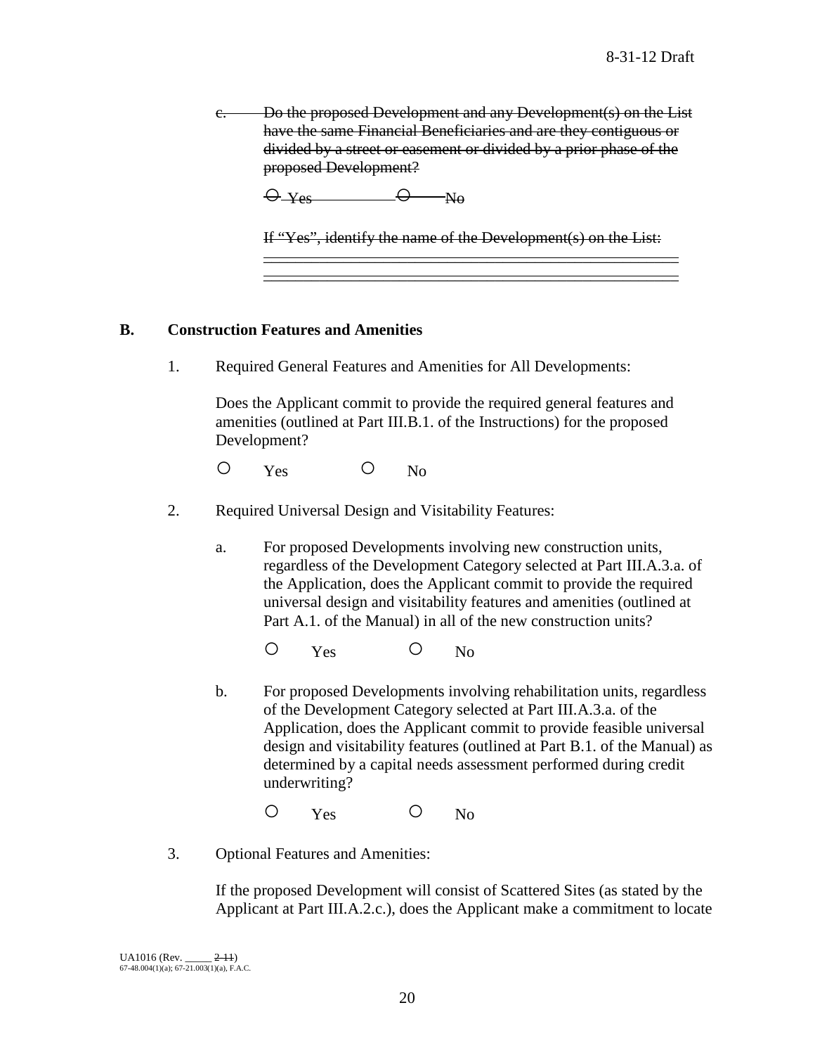~~c. Do the proposed Development and any Development(s) on the List have the same Financial Beneficiaries and are they contiguous or divided by a street or easement or divided by a prior phase of the proposed Development?~~

~~○ Yes ○ No~~

~~If "Yes", identify the name of the Development(s) on the List:~~

## B. Construction Features and Amenities

1. Required General Features and Amenities for All Developments:

   Does the Applicant commit to provide the required general features and amenities (outlined at Part III.B.1. of the Instructions) for the proposed Development?

   ○ Yes ○ No

2. Required Universal Design and Visitability Features:

   a. For proposed Developments involving new construction units, regardless of the Development Category selected at Part III.A.3.a. of the Application, does the Applicant commit to provide the required universal design and visitability features and amenities (outlined at Part A.1. of the Manual) in all of the new construction units?

      ○ Yes ○ No

   b. For proposed Developments involving rehabilitation units, regardless of the Development Category selected at Part III.A.3.a. of the Application, does the Applicant commit to provide feasible universal design and visitability features (outlined at Part B.1. of the Manual) as determined by a capital needs assessment performed during credit underwriting?

      ○ Yes ○ No

3. Optional Features and Amenities:

   If the proposed Development will consist of Scattered Sites (as stated by the Applicant at Part III.A.2.c.), does the Applicant make a commitment to locate

UA1016 (Rev. _____ ~~2-11~~)
67-48.004(1)(a); 67-21.003(1)(a), F.A.C.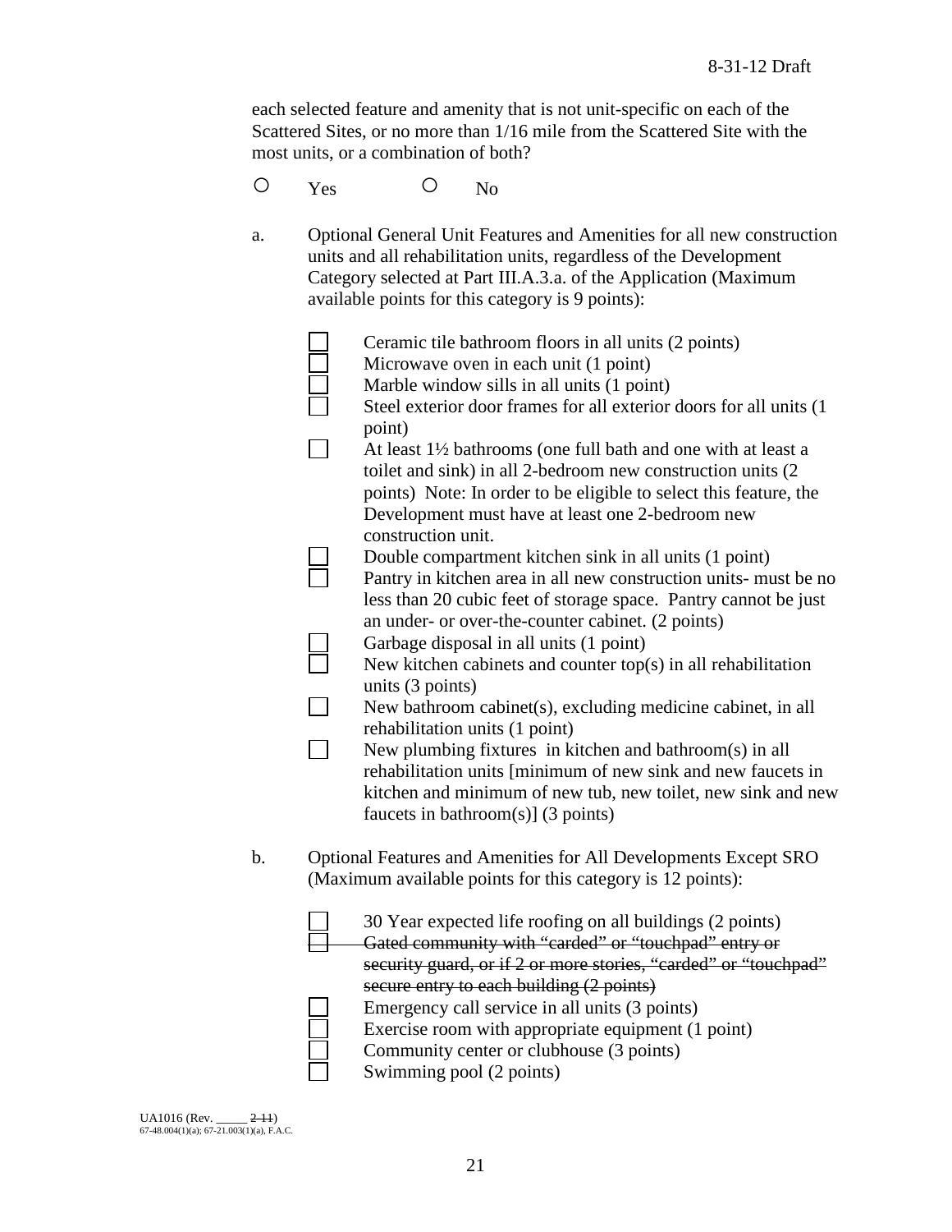each selected feature and amenity that is not unit-specific on each of the Scattered Sites, or no more than 1/16 mile from the Scattered Site with the most units, or a combination of both?

○ Yes ○ No

a. Optional General Unit Features and Amenities for all new construction units and all rehabilitation units, regardless of the Development Category selected at Part III.A.3.a. of the Application (Maximum available points for this category is 9 points):

- ☐ Ceramic tile bathroom floors in all units (2 points)
- ☐ Microwave oven in each unit (1 point)
- ☐ Marble window sills in all units (1 point)
- ☐ Steel exterior door frames for all exterior doors for all units (1 point)
- ☐ At least 1½ bathrooms (one full bath and one with at least a toilet and sink) in all 2-bedroom new construction units (2 points) Note: In order to be eligible to select this feature, the Development must have at least one 2-bedroom new construction unit.
- ☐ Double compartment kitchen sink in all units (1 point)
- ☐ Pantry in kitchen area in all new construction units- must be no less than 20 cubic feet of storage space. Pantry cannot be just an under- or over-the-counter cabinet. (2 points)
- ☐ Garbage disposal in all units (1 point)
- ☐ New kitchen cabinets and counter top(s) in all rehabilitation units (3 points)
- ☐ New bathroom cabinet(s), excluding medicine cabinet, in all rehabilitation units (1 point)
- ☐ New plumbing fixtures in kitchen and bathroom(s) in all rehabilitation units [minimum of new sink and new faucets in kitchen and minimum of new tub, new toilet, new sink and new faucets in bathroom(s)] (3 points)

b. Optional Features and Amenities for All Developments Except SRO (Maximum available points for this category is 12 points):

- ☐ 30 Year expected life roofing on all buildings (2 points)
- ☐ ~~Gated community with "carded" or "touchpad" entry or security guard, or if 2 or more stories, "carded" or "touchpad" secure entry to each building (2 points)~~
- ☐ Emergency call service in all units (3 points)
- ☐ Exercise room with appropriate equipment (1 point)
- ☐ Community center or clubhouse (3 points)
- ☐ Swimming pool (2 points)

UA1016 (Rev. _____ ~~2-11~~)
67-48.004(1)(a); 67-21.003(1)(a), F.A.C.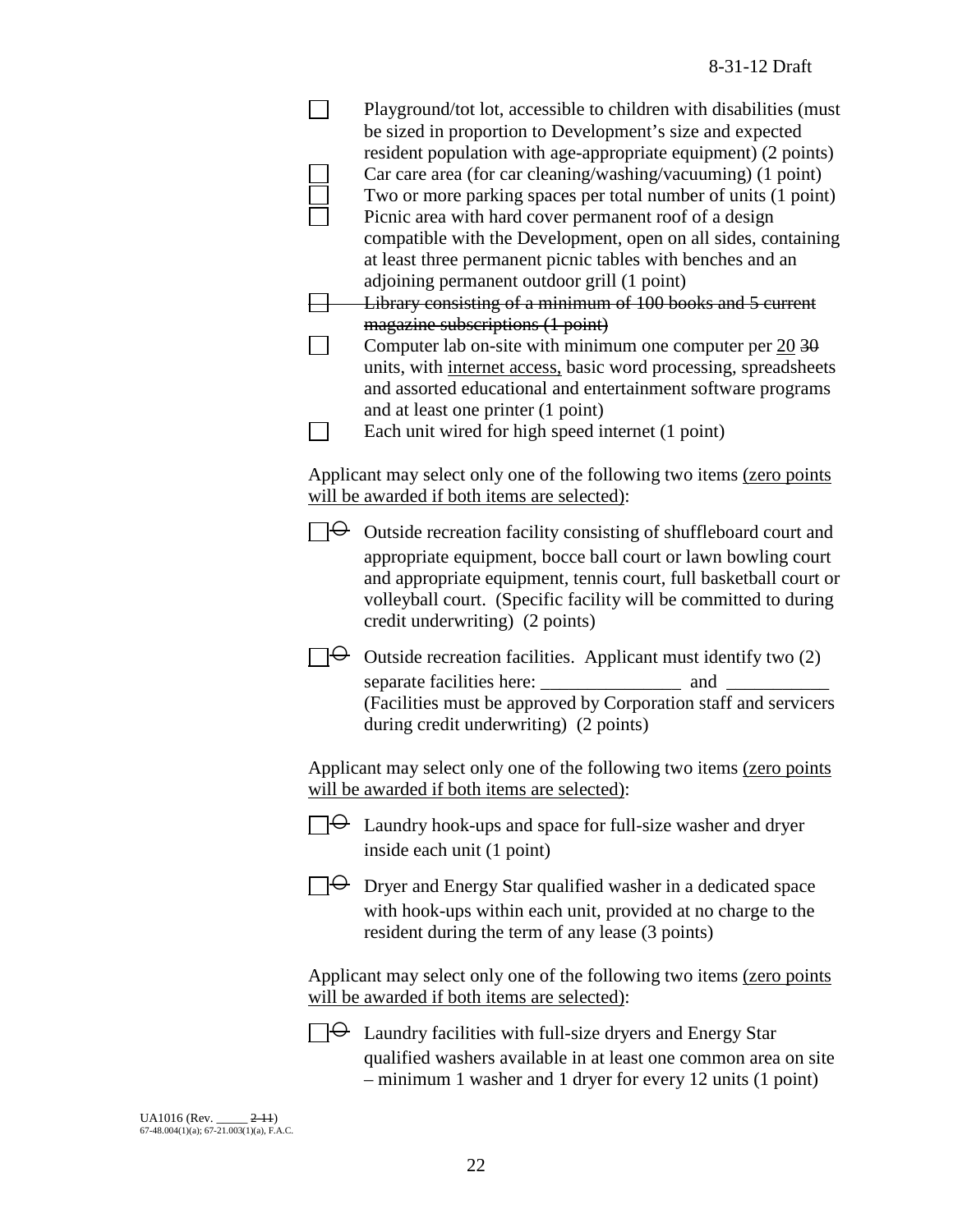- ☐ Playground/tot lot, accessible to children with disabilities (must be sized in proportion to Development's size and expected resident population with age-appropriate equipment) (2 points)
- ☐ Car care area (for car cleaning/washing/vacuuming) (1 point)
- ☐ Two or more parking spaces per total number of units (1 point)
- ☐ Picnic area with hard cover permanent roof of a design compatible with the Development, open on all sides, containing at least three permanent picnic tables with benches and an adjoining permanent outdoor grill (1 point)
- ~~☐ Library consisting of a minimum of 100 books and 5 current magazine subscriptions (1 point)~~
- ☐ Computer lab on-site with minimum one computer per <u>20</u> ~~30~~ units, with <u>internet access,</u> basic word processing, spreadsheets and assorted educational and entertainment software programs and at least one printer (1 point)
- ☐ Each unit wired for high speed internet (1 point)

Applicant may select only one of the following two items <u>(zero points will be awarded if both items are selected)</u>:

- ☐ ~~O~~ Outside recreation facility consisting of shuffleboard court and appropriate equipment, bocce ball court or lawn bowling court and appropriate equipment, tennis court, full basketball court or volleyball court. (Specific facility will be committed to during credit underwriting) (2 points)
- ☐ ~~O~~ Outside recreation facilities. Applicant must identify two (2) separate facilities here: _______________ and ___________ (Facilities must be approved by Corporation staff and servicers during credit underwriting) (2 points)

Applicant may select only one of the following two items <u>(zero points will be awarded if both items are selected)</u>:

- ☐ ~~O~~ Laundry hook-ups and space for full-size washer and dryer inside each unit (1 point)
- ☐ ~~O~~ Dryer and Energy Star qualified washer in a dedicated space with hook-ups within each unit, provided at no charge to the resident during the term of any lease (3 points)

Applicant may select only one of the following two items <u>(zero points will be awarded if both items are selected)</u>:

- ☐ ~~O~~ Laundry facilities with full-size dryers and Energy Star qualified washers available in at least one common area on site – minimum 1 washer and 1 dryer for every 12 units (1 point)

UA1016 (Rev. _____ ~~2-11~~)
67-48.004(1)(a); 67-21.003(1)(a), F.A.C.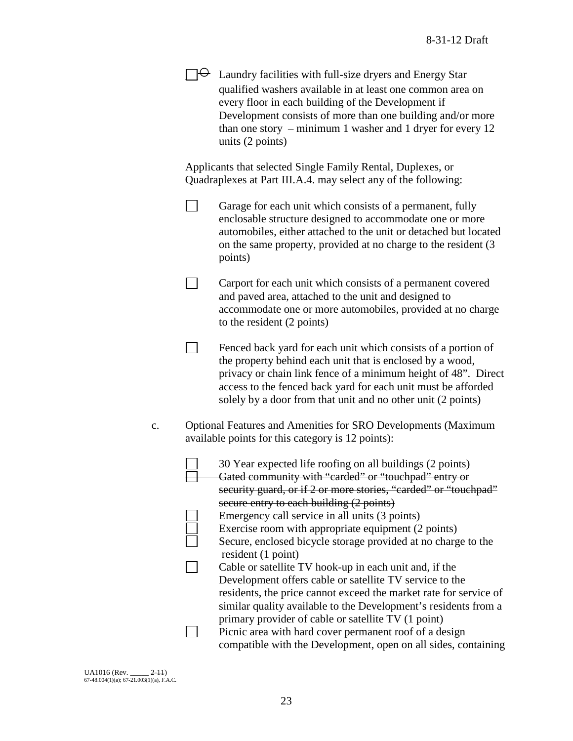☐ Laundry facilities with full-size dryers and Energy Star qualified washers available in at least one common area on every floor in each building of the Development if Development consists of more than one building and/or more than one story – minimum 1 washer and 1 dryer for every 12 units (2 points)

Applicants that selected Single Family Rental, Duplexes, or Quadraplexes at Part III.A.4. may select any of the following:

☐ Garage for each unit which consists of a permanent, fully enclosable structure designed to accommodate one or more automobiles, either attached to the unit or detached but located on the same property, provided at no charge to the resident (3 points)

☐ Carport for each unit which consists of a permanent covered and paved area, attached to the unit and designed to accommodate one or more automobiles, provided at no charge to the resident (2 points)

☐ Fenced back yard for each unit which consists of a portion of the property behind each unit that is enclosed by a wood, privacy or chain link fence of a minimum height of 48". Direct access to the fenced back yard for each unit must be afforded solely by a door from that unit and no other unit (2 points)

c. Optional Features and Amenities for SRO Developments (Maximum available points for this category is 12 points):

☐ 30 Year expected life roofing on all buildings (2 points)
☐ ~~Gated community with "carded" or "touchpad" entry or security guard, or if 2 or more stories, "carded" or "touchpad" secure entry to each building (2 points)~~
☐ Emergency call service in all units (3 points)
☐ Exercise room with appropriate equipment (2 points)
☐ Secure, enclosed bicycle storage provided at no charge to the resident (1 point)
☐ Cable or satellite TV hook-up in each unit and, if the Development offers cable or satellite TV service to the residents, the price cannot exceed the market rate for service of similar quality available to the Development's residents from a primary provider of cable or satellite TV (1 point)
☐ Picnic area with hard cover permanent roof of a design compatible with the Development, open on all sides, containing

UA1016 (Rev. _____ ~~2-11~~)
67-48.004(1)(a); 67-21.003(1)(a), F.A.C.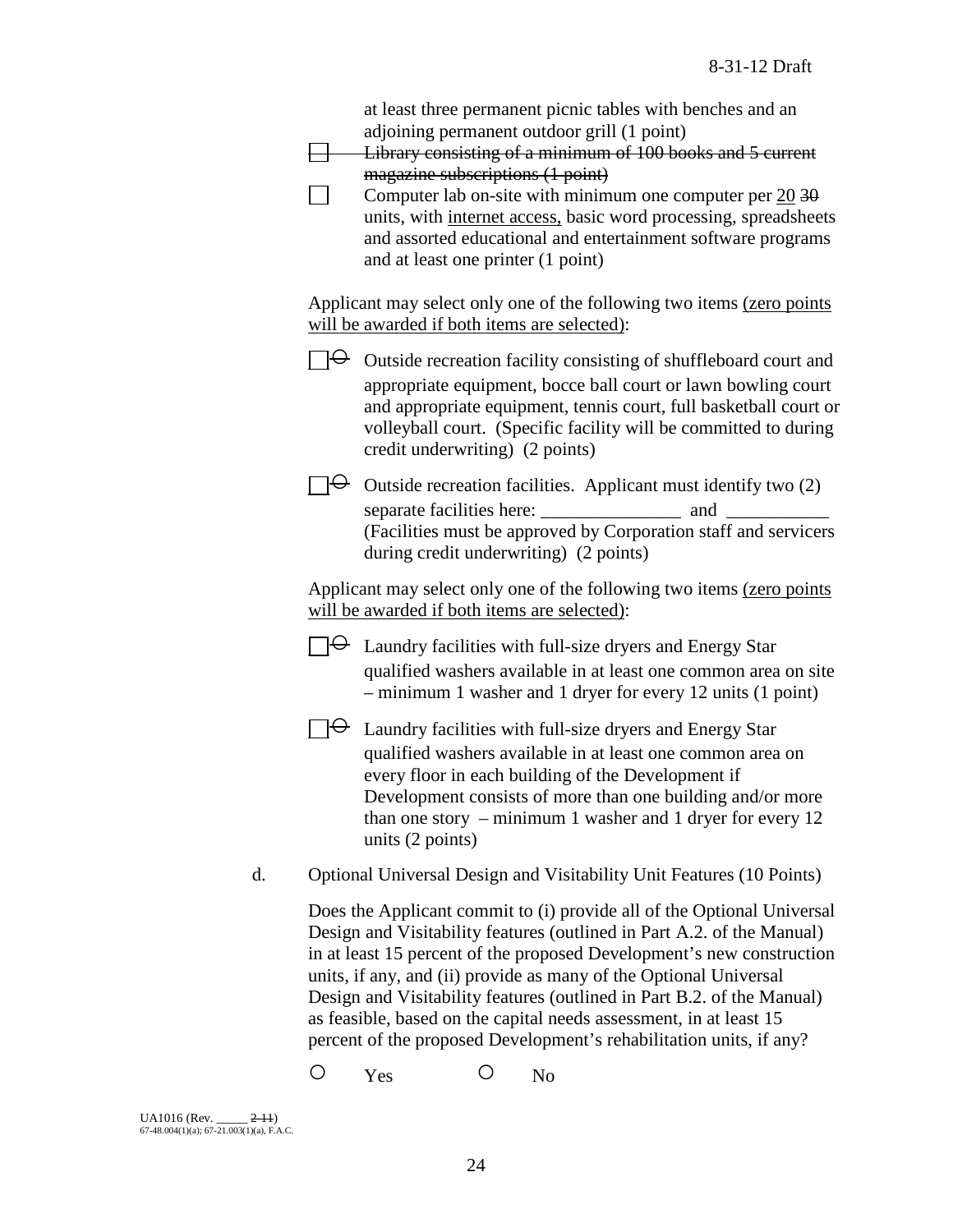at least three permanent picnic tables with benches and an adjoining permanent outdoor grill (1 point)

☐ ~~Library consisting of a minimum of 100 books and 5 current magazine subscriptions (1 point)~~

☐ Computer lab on-site with minimum one computer per <u>20</u> ~~30~~ units, with <u>internet access,</u> basic word processing, spreadsheets and assorted educational and entertainment software programs and at least one printer (1 point)

Applicant may select only one of the following two items <u>(zero points will be awarded if both items are selected)</u>:

☐ ~~○~~ Outside recreation facility consisting of shuffleboard court and appropriate equipment, bocce ball court or lawn bowling court and appropriate equipment, tennis court, full basketball court or volleyball court. (Specific facility will be committed to during credit underwriting) (2 points)

☐ ~~○~~ Outside recreation facilities. Applicant must identify two (2) separate facilities here: _______________ and ___________ (Facilities must be approved by Corporation staff and servicers during credit underwriting) (2 points)

Applicant may select only one of the following two items <u>(zero points will be awarded if both items are selected)</u>:

☐ ~~○~~ Laundry facilities with full-size dryers and Energy Star qualified washers available in at least one common area on site – minimum 1 washer and 1 dryer for every 12 units (1 point)

☐ ~~○~~ Laundry facilities with full-size dryers and Energy Star qualified washers available in at least one common area on every floor in each building of the Development if Development consists of more than one building and/or more than one story – minimum 1 washer and 1 dryer for every 12 units (2 points)

d. Optional Universal Design and Visitability Unit Features (10 Points)

Does the Applicant commit to (i) provide all of the Optional Universal Design and Visitability features (outlined in Part A.2. of the Manual) in at least 15 percent of the proposed Development's new construction units, if any, and (ii) provide as many of the Optional Universal Design and Visitability features (outlined in Part B.2. of the Manual) as feasible, based on the capital needs assessment, in at least 15 percent of the proposed Development's rehabilitation units, if any?

○ Yes ○ No

UA1016 (Rev. _____ ~~2-11~~)
67-48.004(1)(a); 67-21.003(1)(a), F.A.C.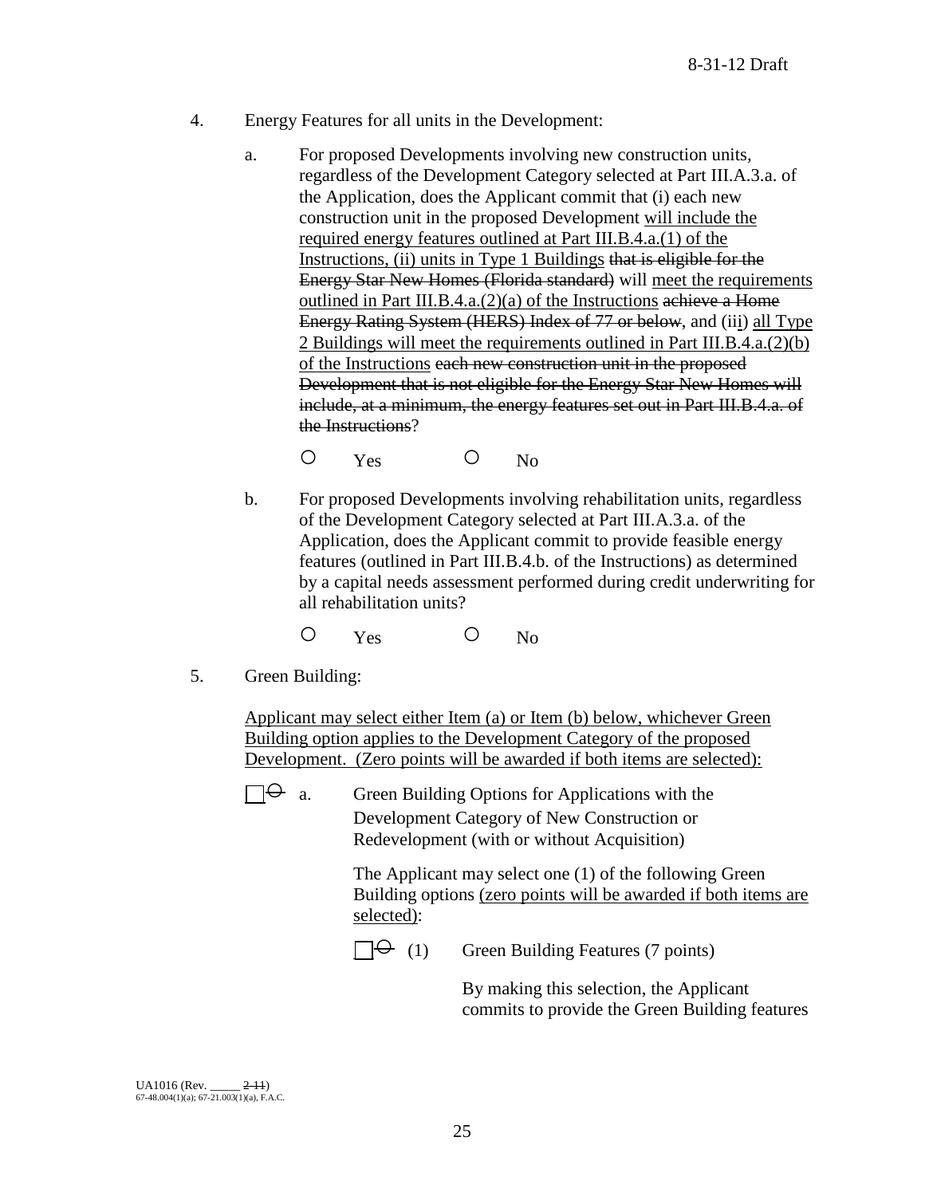4. Energy Features for all units in the Development:

   a. For proposed Developments involving new construction units, regardless of the Development Category selected at Part III.A.3.a. of the Application, does the Applicant commit that (i) each new construction unit in the proposed Development <u>will include the required energy features outlined at Part III.B.4.a.(1) of the Instructions, (ii) units in Type 1 Buildings</u> ~~that is eligible for the Energy Star New Homes (Florida standard)~~ will <u>meet the requirements outlined in Part III.B.4.a.(2)(a) of the Instructions</u> ~~achieve a Home Energy Rating System (HERS) Index of 77 or below~~, and (ii<u>i</u>) <u>all Type 2 Buildings will meet the requirements outlined in Part III.B.4.a.(2)(b) of the Instructions</u> ~~each new construction unit in the proposed Development that is not eligible for the Energy Star New Homes will include, at a minimum, the energy features set out in Part III.B.4.a. of the Instructions~~?

      ○ Yes ○ No

   b. For proposed Developments involving rehabilitation units, regardless of the Development Category selected at Part III.A.3.a. of the Application, does the Applicant commit to provide feasible energy features (outlined in Part III.B.4.b. of the Instructions) as determined by a capital needs assessment performed during credit underwriting for all rehabilitation units?

      ○ Yes ○ No

5. Green Building:

   <u>Applicant may select either Item (a) or Item (b) below, whichever Green Building option applies to the Development Category of the proposed Development. (Zero points will be awarded if both items are selected):</u>

   ☐ ~~○~~ a. Green Building Options for Applications with the Development Category of New Construction or Redevelopment (with or without Acquisition)

   The Applicant may select one (1) of the following Green Building options <u>(zero points will be awarded if both items are selected)</u>:

   ☐ ~~○~~ (1) Green Building Features (7 points)

   By making this selection, the Applicant commits to provide the Green Building features

UA1016 (Rev. _____ ~~2-11~~)
67-48.004(1)(a); 67-21.003(1)(a), F.A.C.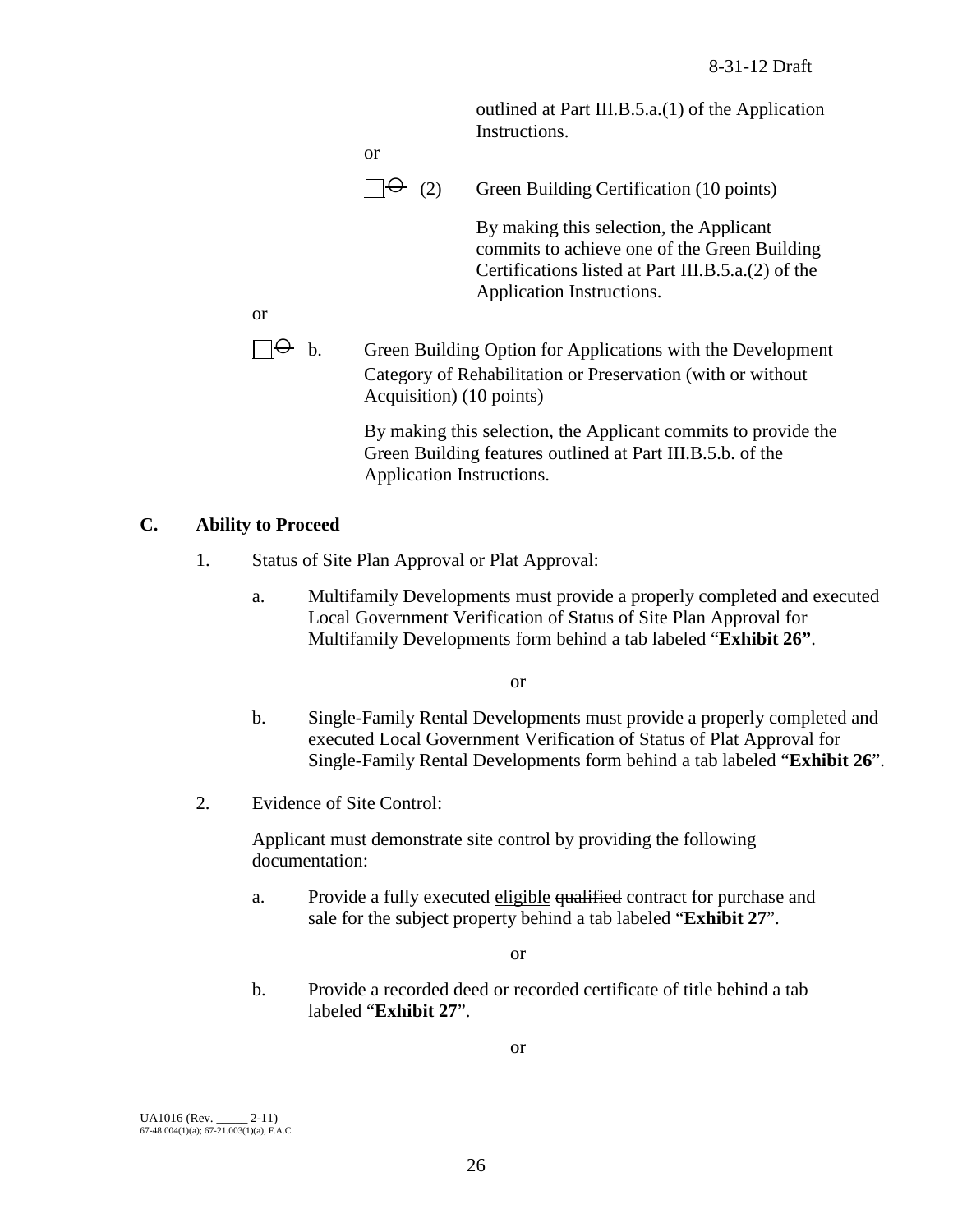outlined at Part III.B.5.a.(1) of the Application Instructions.

or

☐ ⊖ (2) Green Building Certification (10 points)

By making this selection, the Applicant commits to achieve one of the Green Building Certifications listed at Part III.B.5.a.(2) of the Application Instructions.

or

☐ ⊖ b. Green Building Option for Applications with the Development Category of Rehabilitation or Preservation (with or without Acquisition) (10 points)

By making this selection, the Applicant commits to provide the Green Building features outlined at Part III.B.5.b. of the Application Instructions.

## C. Ability to Proceed

1. Status of Site Plan Approval or Plat Approval:

   a. Multifamily Developments must provide a properly completed and executed Local Government Verification of Status of Site Plan Approval for Multifamily Developments form behind a tab labeled "**Exhibit 26"**.

   or

   b. Single-Family Rental Developments must provide a properly completed and executed Local Government Verification of Status of Plat Approval for Single-Family Rental Developments form behind a tab labeled "**Exhibit 26**".

2. Evidence of Site Control:

   Applicant must demonstrate site control by providing the following documentation:

   a. Provide a fully executed <u>eligible</u> ~~qualified~~ contract for purchase and sale for the subject property behind a tab labeled "**Exhibit 27**".

   or

   b. Provide a recorded deed or recorded certificate of title behind a tab labeled "**Exhibit 27**".

   or

UA1016 (Rev. _____ ~~2-11~~)
67-48.004(1)(a); 67-21.003(1)(a), F.A.C.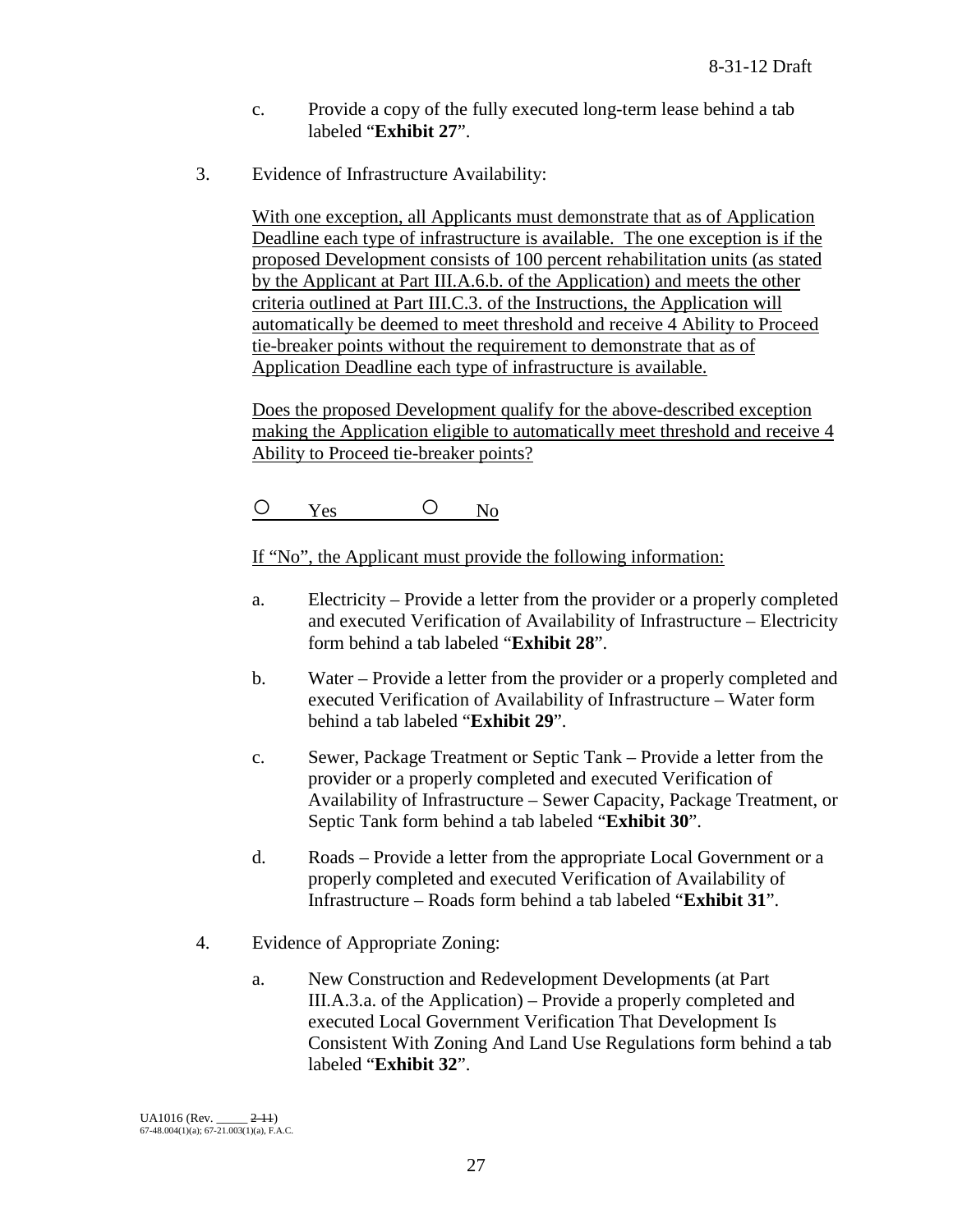c. Provide a copy of the fully executed long-term lease behind a tab labeled "**Exhibit 27**".

3. Evidence of Infrastructure Availability:

With one exception, all Applicants must demonstrate that as of Application Deadline each type of infrastructure is available. The one exception is if the proposed Development consists of 100 percent rehabilitation units (as stated by the Applicant at Part III.A.6.b. of the Application) and meets the other criteria outlined at Part III.C.3. of the Instructions, the Application will automatically be deemed to meet threshold and receive 4 Ability to Proceed tie-breaker points without the requirement to demonstrate that as of Application Deadline each type of infrastructure is available.

Does the proposed Development qualify for the above-described exception making the Application eligible to automatically meet threshold and receive 4 Ability to Proceed tie-breaker points?

○ Yes ○ No

If "No", the Applicant must provide the following information:

a. Electricity – Provide a letter from the provider or a properly completed and executed Verification of Availability of Infrastructure – Electricity form behind a tab labeled "**Exhibit 28**".

b. Water – Provide a letter from the provider or a properly completed and executed Verification of Availability of Infrastructure – Water form behind a tab labeled "**Exhibit 29**".

c. Sewer, Package Treatment or Septic Tank – Provide a letter from the provider or a properly completed and executed Verification of Availability of Infrastructure – Sewer Capacity, Package Treatment, or Septic Tank form behind a tab labeled "**Exhibit 30**".

d. Roads – Provide a letter from the appropriate Local Government or a properly completed and executed Verification of Availability of Infrastructure – Roads form behind a tab labeled "**Exhibit 31**".

4. Evidence of Appropriate Zoning:

a. New Construction and Redevelopment Developments (at Part III.A.3.a. of the Application) – Provide a properly completed and executed Local Government Verification That Development Is Consistent With Zoning And Land Use Regulations form behind a tab labeled "**Exhibit 32**".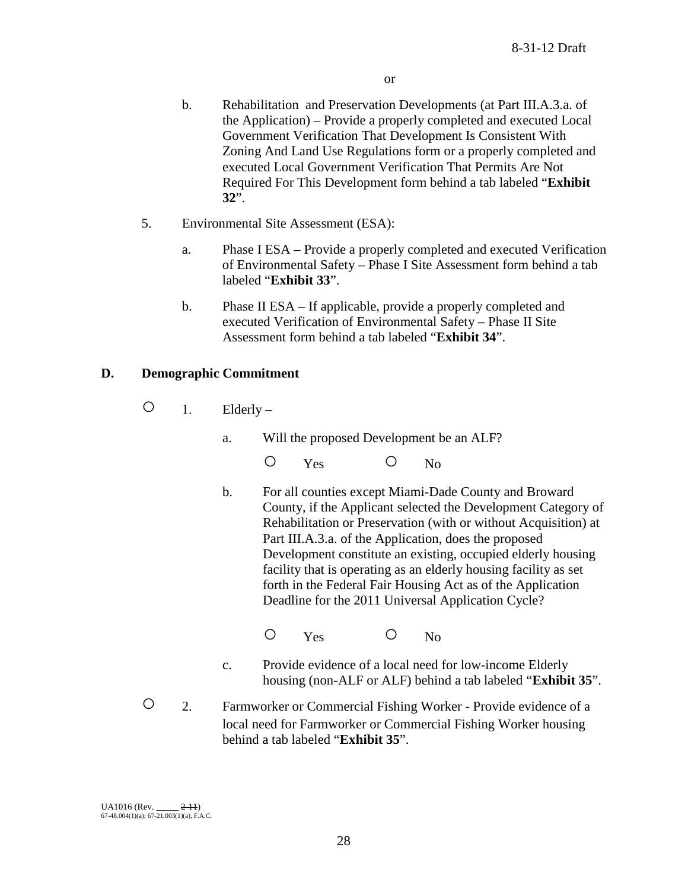or

b. Rehabilitation and Preservation Developments (at Part III.A.3.a. of the Application) – Provide a properly completed and executed Local Government Verification That Development Is Consistent With Zoning And Land Use Regulations form or a properly completed and executed Local Government Verification That Permits Are Not Required For This Development form behind a tab labeled "**Exhibit 32**".

5. Environmental Site Assessment (ESA):

   a. Phase I ESA **–** Provide a properly completed and executed Verification of Environmental Safety – Phase I Site Assessment form behind a tab labeled "**Exhibit 33**".

   b. Phase II ESA – If applicable, provide a properly completed and executed Verification of Environmental Safety – Phase II Site Assessment form behind a tab labeled "**Exhibit 34**".

## D. Demographic Commitment

○ 1. Elderly –

   a. Will the proposed Development be an ALF?

      ○ Yes ○ No

   b. For all counties except Miami-Dade County and Broward County, if the Applicant selected the Development Category of Rehabilitation or Preservation (with or without Acquisition) at Part III.A.3.a. of the Application, does the proposed Development constitute an existing, occupied elderly housing facility that is operating as an elderly housing facility as set forth in the Federal Fair Housing Act as of the Application Deadline for the 2011 Universal Application Cycle?

      ○ Yes ○ No

   c. Provide evidence of a local need for low-income Elderly housing (non-ALF or ALF) behind a tab labeled "**Exhibit 35**".

○ 2. Farmworker or Commercial Fishing Worker - Provide evidence of a local need for Farmworker or Commercial Fishing Worker housing behind a tab labeled "**Exhibit 35**".

UA1016 (Rev. _____ ~~2-11~~)
67-48.004(1)(a); 67-21.003(1)(a), F.A.C.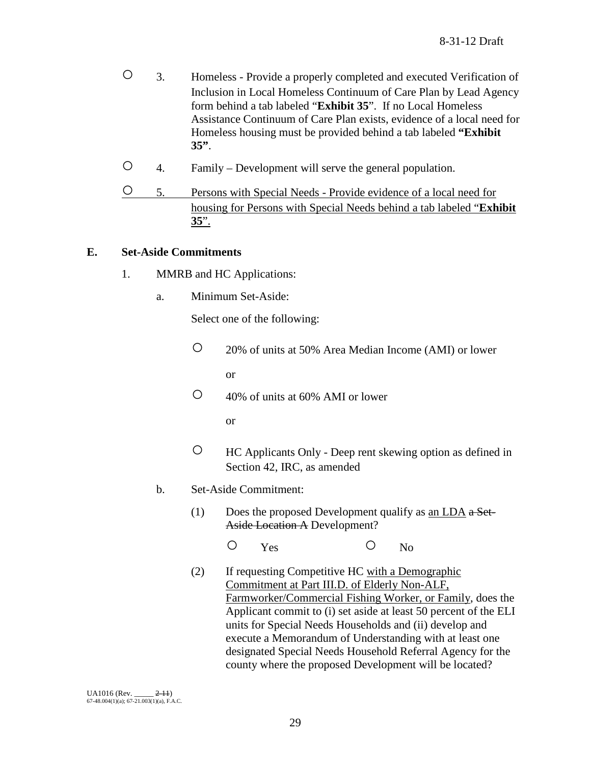○ 3. Homeless - Provide a properly completed and executed Verification of Inclusion in Local Homeless Continuum of Care Plan by Lead Agency form behind a tab labeled "**Exhibit 35**". If no Local Homeless Assistance Continuum of Care Plan exists, evidence of a local need for Homeless housing must be provided behind a tab labeled **"Exhibit 35"**.

○ 4. Family – Development will serve the general population.

<u>○ 5. Persons with Special Needs - Provide evidence of a local need for housing for Persons with Special Needs behind a tab labeled "**Exhibit 35**".</u>

**E. Set-Aside Commitments**

1. MMRB and HC Applications:

   a. Minimum Set-Aside:

      Select one of the following:

      ○ 20% of units at 50% Area Median Income (AMI) or lower

      or

      ○ 40% of units at 60% AMI or lower

      or

      ○ HC Applicants Only - Deep rent skewing option as defined in Section 42, IRC, as amended

   b. Set-Aside Commitment:

      (1) Does the proposed Development qualify as <u>an LDA</u> ~~a Set-Aside Location A~~ Development?

      ○ Yes ○ No

      (2) If requesting Competitive HC <u>with a Demographic Commitment at Part III.D. of Elderly Non-ALF, Farmworker/Commercial Fishing Worker, or Family</u>, does the Applicant commit to (i) set aside at least 50 percent of the ELI units for Special Needs Households and (ii) develop and execute a Memorandum of Understanding with at least one designated Special Needs Household Referral Agency for the county where the proposed Development will be located?

UA1016 (Rev. _____ ~~2-11~~)
67-48.004(1)(a); 67-21.003(1)(a), F.A.C.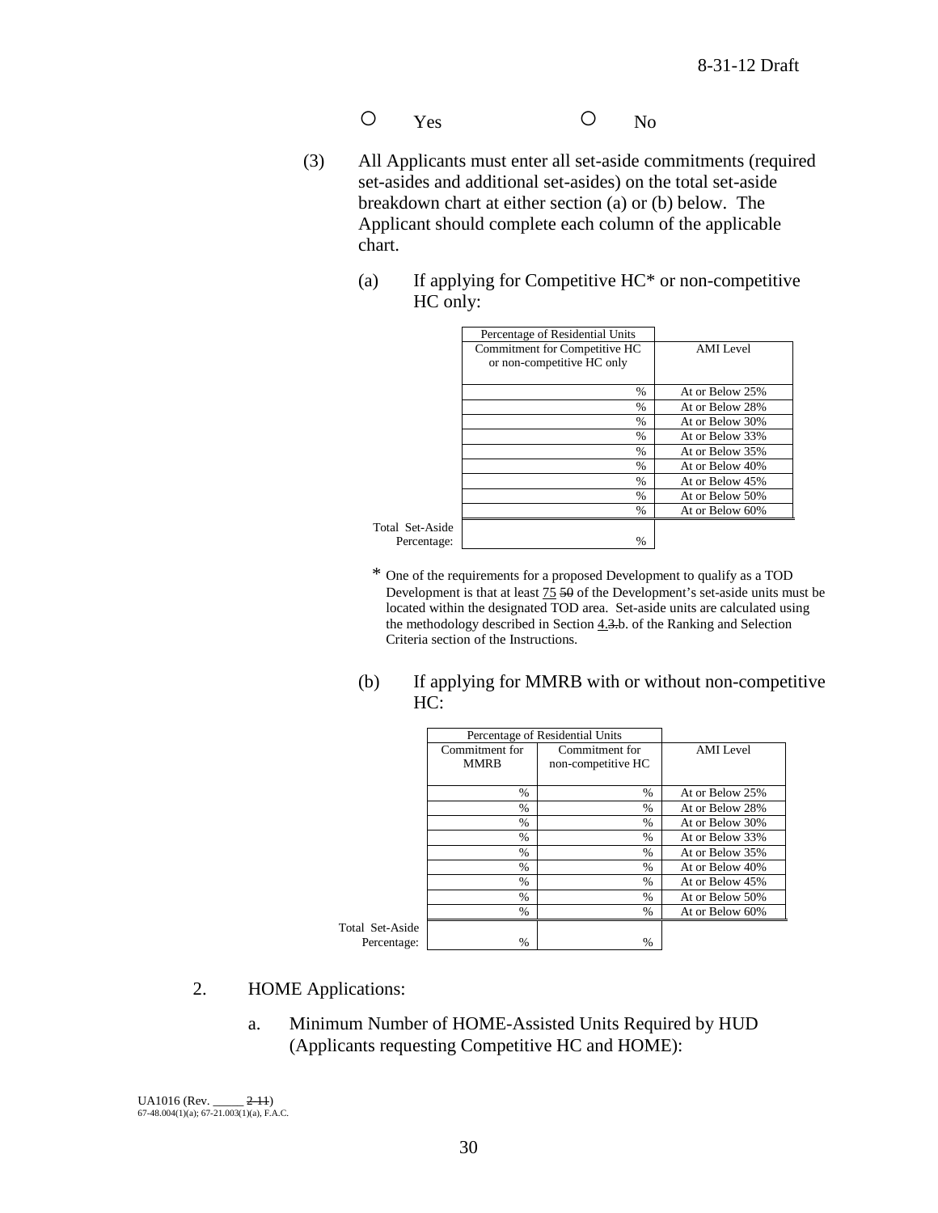○ Yes ○ No

(3) All Applicants must enter all set-aside commitments (required set-asides and additional set-asides) on the total set-aside breakdown chart at either section (a) or (b) below. The Applicant should complete each column of the applicable chart.

(a) If applying for Competitive HC* or non-competitive HC only:

| | Percentage of Residential Units Commitment for Competitive HC or non-competitive HC only | AMI Level |
|---|---|---|
| | % | At or Below 25% |
| | % | At or Below 28% |
| | % | At or Below 30% |
| | % | At or Below 33% |
| | % | At or Below 35% |
| | % | At or Below 40% |
| | % | At or Below 45% |
| | % | At or Below 50% |
| | % | At or Below 60% |
| Total Set-Aside Percentage: | % | |

\* One of the requirements for a proposed Development to qualify as a TOD Development is that at least 75 ~~50~~ of the Development's set-aside units must be located within the designated TOD area. Set-aside units are calculated using the methodology described in Section 4.~~3.~~b. of the Ranking and Selection Criteria section of the Instructions.

(b) If applying for MMRB with or without non-competitive HC:

| | Percentage of Residential Units | | |
|---|---|---|---|
| | Commitment for MMRB | Commitment for non-competitive HC | AMI Level |
| | % | % | At or Below 25% |
| | % | % | At or Below 28% |
| | % | % | At or Below 30% |
| | % | % | At or Below 33% |
| | % | % | At or Below 35% |
| | % | % | At or Below 40% |
| | % | % | At or Below 45% |
| | % | % | At or Below 50% |
| | % | % | At or Below 60% |
| Total Set-Aside Percentage: | % | % | |

2. HOME Applications:

a. Minimum Number of HOME-Assisted Units Required by HUD (Applicants requesting Competitive HC and HOME):

UA1016 (Rev. _____ ~~2-11~~)
67-48.004(1)(a); 67-21.003(1)(a), F.A.C.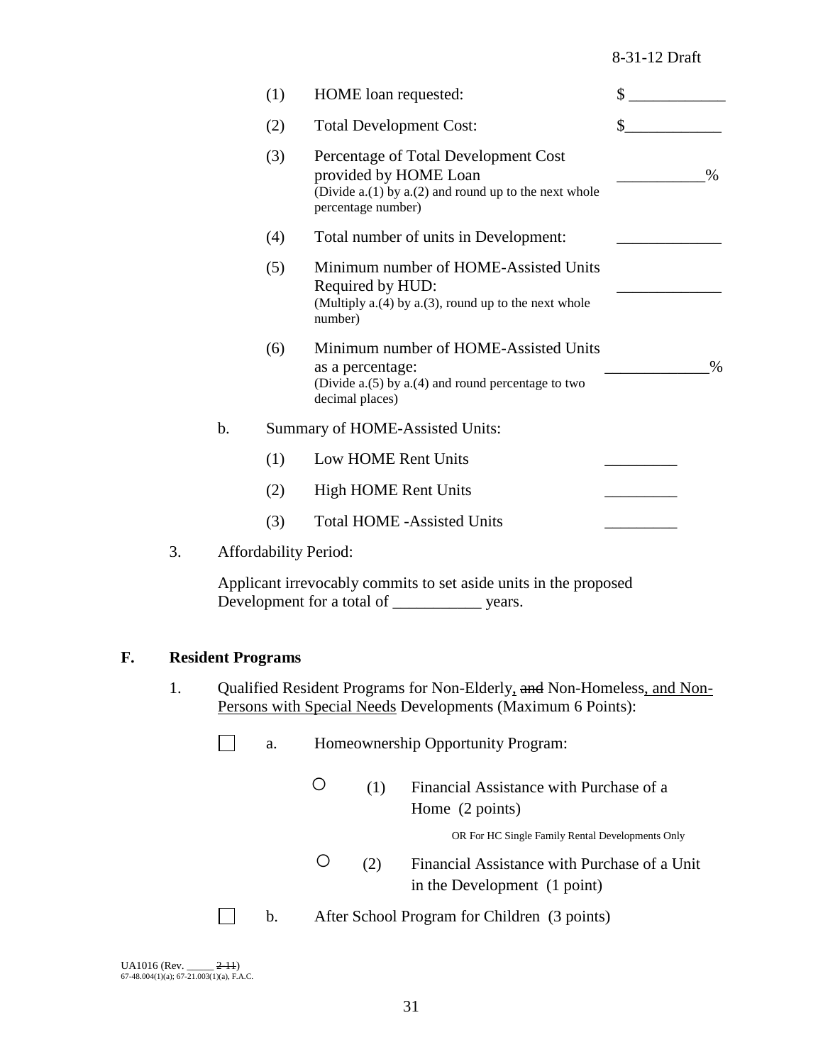(1) HOME loan requested: $ ____________

(2) Total Development Cost: $____________

(3) Percentage of Total Development Cost provided by HOME Loan (Divide a.(1) by a.(2) and round up to the next whole percentage number) ___________%

(4) Total number of units in Development: _____________

(5) Minimum number of HOME-Assisted Units Required by HUD: (Multiply a.(4) by a.(3), round up to the next whole number) _____________

(6) Minimum number of HOME-Assisted Units as a percentage: (Divide a.(5) by a.(4) and round percentage to two decimal places) _____________%

b. Summary of HOME-Assisted Units:

(1) Low HOME Rent Units _________

(2) High HOME Rent Units _________

(3) Total HOME -Assisted Units _________

3. Affordability Period:

Applicant irrevocably commits to set aside units in the proposed Development for a total of ___________ years.

## F. Resident Programs

1. Qualified Resident Programs for Non-Elderly, ~~and~~ Non-Homeless, and Non-Persons with Special Needs Developments (Maximum 6 Points):

☐ a. Homeownership Opportunity Program:

○ (1) Financial Assistance with Purchase of a Home (2 points)

OR For HC Single Family Rental Developments Only

○ (2) Financial Assistance with Purchase of a Unit in the Development (1 point)

☐ b. After School Program for Children (3 points)

UA1016 (Rev. _____ ~~2-11~~)
67-48.004(1)(a); 67-21.003(1)(a), F.A.C.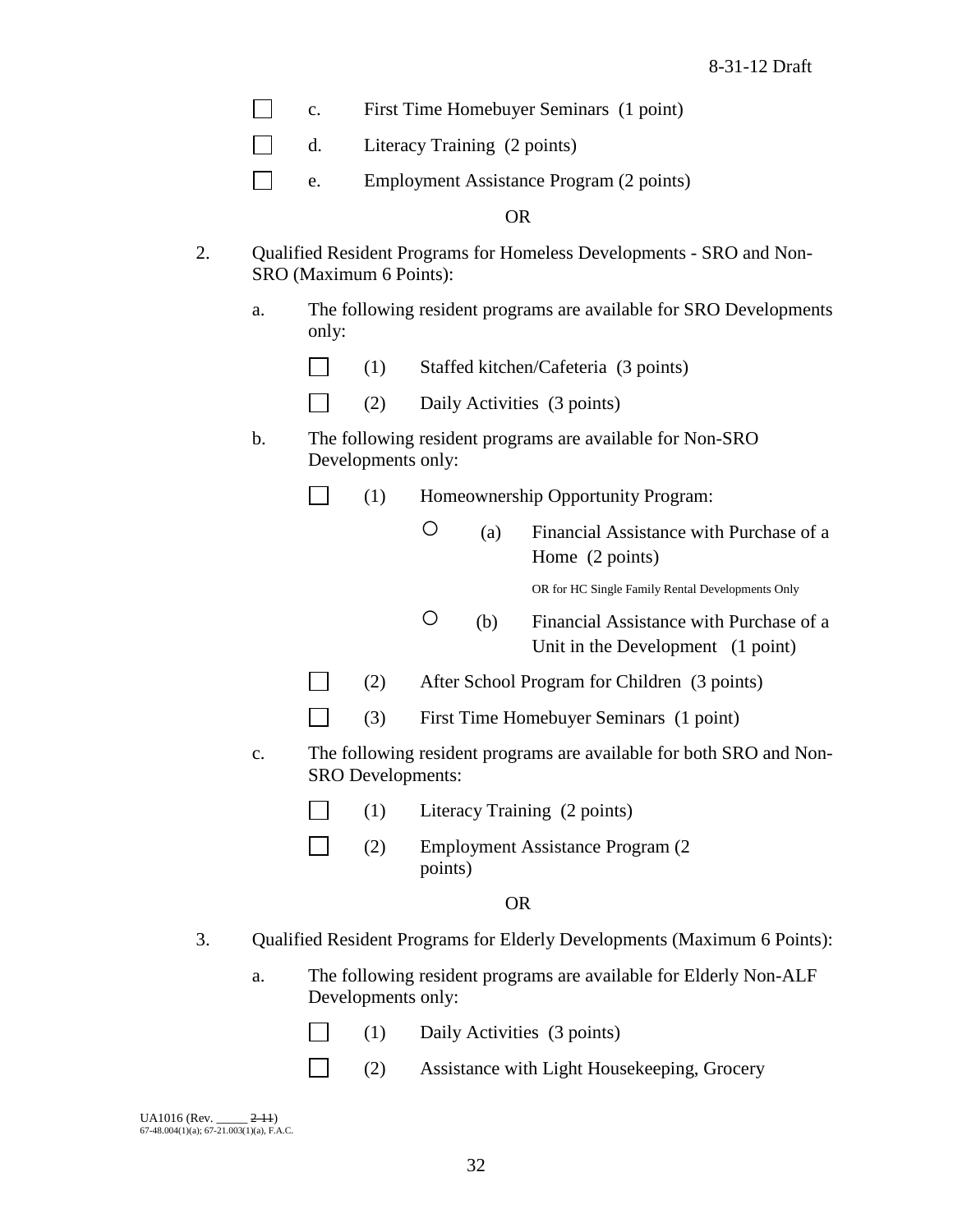- ☐ c. First Time Homebuyer Seminars (1 point)
- ☐ d. Literacy Training (2 points)
- ☐ e. Employment Assistance Program (2 points)

OR

2. Qualified Resident Programs for Homeless Developments - SRO and Non-SRO (Maximum 6 Points):

   a. The following resident programs are available for SRO Developments only:

   - ☐ (1) Staffed kitchen/Cafeteria (3 points)
   - ☐ (2) Daily Activities (3 points)

   b. The following resident programs are available for Non-SRO Developments only:

   - ☐ (1) Homeownership Opportunity Program:
     - ○ (a) Financial Assistance with Purchase of a Home (2 points)

       OR for HC Single Family Rental Developments Only

     - ○ (b) Financial Assistance with Purchase of a Unit in the Development (1 point)
   - ☐ (2) After School Program for Children (3 points)
   - ☐ (3) First Time Homebuyer Seminars (1 point)

   c. The following resident programs are available for both SRO and Non-SRO Developments:

   - ☐ (1) Literacy Training (2 points)
   - ☐ (2) Employment Assistance Program (2 points)

OR

3. Qualified Resident Programs for Elderly Developments (Maximum 6 Points):

   a. The following resident programs are available for Elderly Non-ALF Developments only:

   - ☐ (1) Daily Activities (3 points)
   - ☐ (2) Assistance with Light Housekeeping, Grocery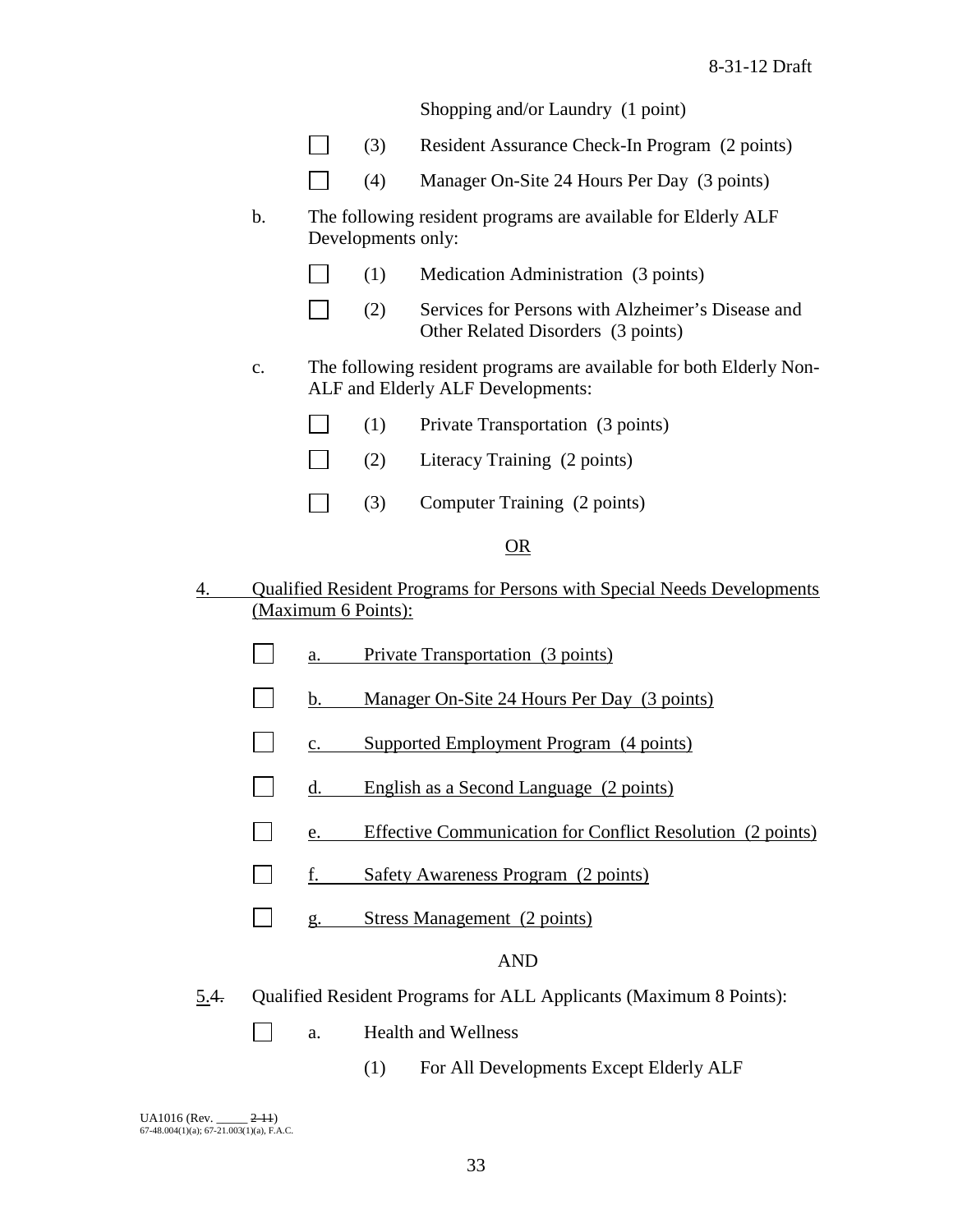Shopping and/or Laundry (1 point)

- [ ] (3) Resident Assurance Check-In Program (2 points)
- [ ] (4) Manager On-Site 24 Hours Per Day (3 points)

b. The following resident programs are available for Elderly ALF Developments only:

- [ ] (1) Medication Administration (3 points)
- [ ] (2) Services for Persons with Alzheimer's Disease and Other Related Disorders (3 points)

c. The following resident programs are available for both Elderly Non-ALF and Elderly ALF Developments:

- [ ] (1) Private Transportation (3 points)
- [ ] (2) Literacy Training (2 points)
- [ ] (3) Computer Training (2 points)

<u>OR</u>

<u>4. Qualified Resident Programs for Persons with Special Needs Developments (Maximum 6 Points):</u>

- [ ] <u>a. Private Transportation (3 points)</u>
- [ ] <u>b. Manager On-Site 24 Hours Per Day (3 points)</u>
- [ ] <u>c. Supported Employment Program (4 points)</u>
- [ ] <u>d. English as a Second Language (2 points)</u>
- [ ] <u>e. Effective Communication for Conflict Resolution (2 points)</u>
- [ ] <u>f. Safety Awareness Program (2 points)</u>
- [ ] <u>g. Stress Management (2 points)</u>

AND

<u>5.</u>~~4.~~ Qualified Resident Programs for ALL Applicants (Maximum 8 Points):

- [ ] a. Health and Wellness

(1) For All Developments Except Elderly ALF

UA1016 (Rev. _____ ~~2-11~~)
67-48.004(1)(a); 67-21.003(1)(a), F.A.C.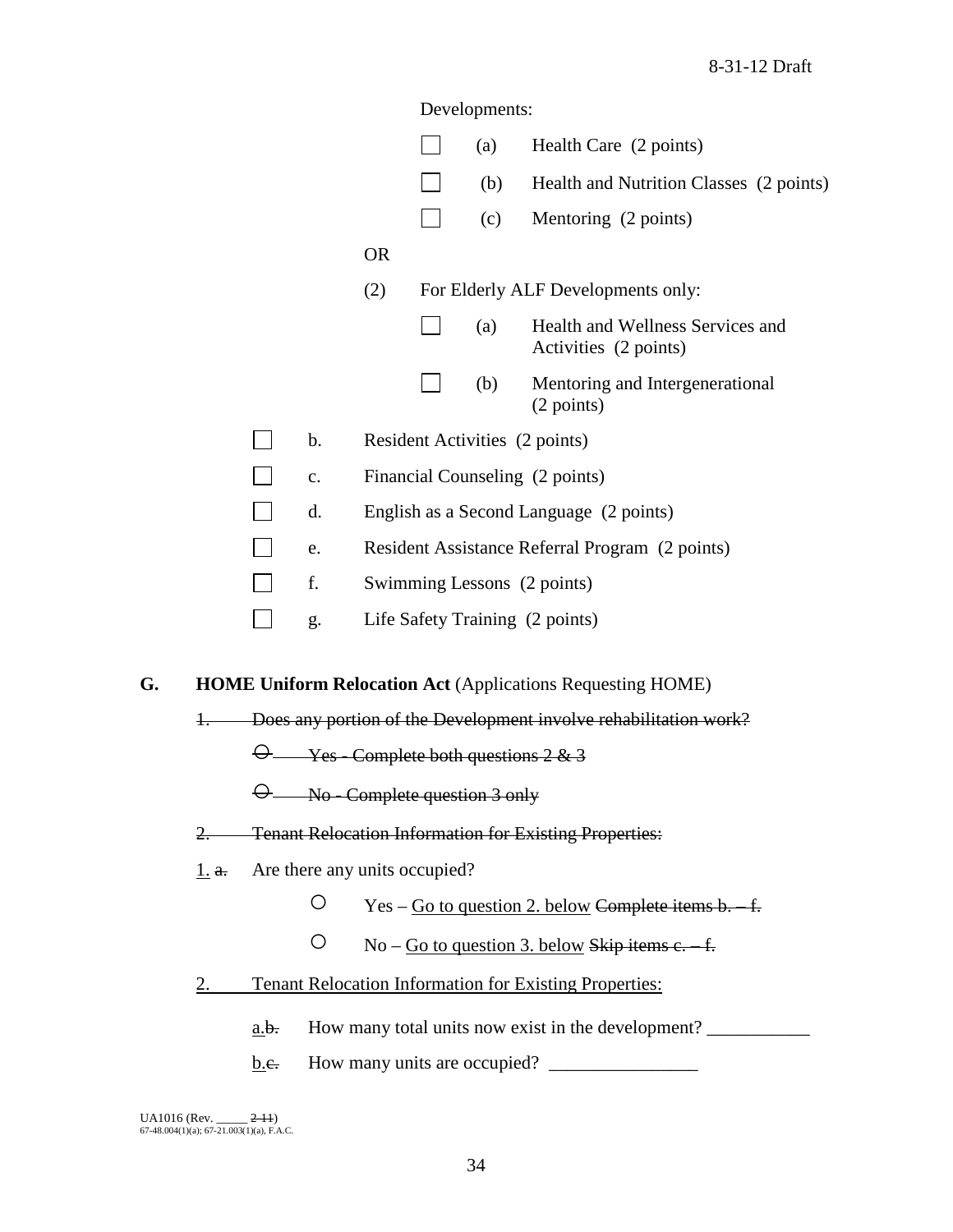Developments:

- ☐ (a) Health Care (2 points)
- ☐ (b) Health and Nutrition Classes (2 points)
- ☐ (c) Mentoring (2 points)

OR

(2) For Elderly ALF Developments only:

- ☐ (a) Health and Wellness Services and Activities (2 points)
- ☐ (b) Mentoring and Intergenerational (2 points)

- ☐ b. Resident Activities (2 points)
- ☐ c. Financial Counseling (2 points)
- ☐ d. English as a Second Language (2 points)
- ☐ e. Resident Assistance Referral Program (2 points)
- ☐ f. Swimming Lessons (2 points)
- ☐ g. Life Safety Training (2 points)

**G. HOME Uniform Relocation Act** (Applications Requesting HOME)

~~1. Does any portion of the Development involve rehabilitation work?~~

~~○ Yes - Complete both questions 2 & 3~~

~~○ No - Complete question 3 only~~

~~2. Tenant Relocation Information for Existing Properties:~~

<u>1.</u> ~~a.~~ Are there any units occupied?

○ Yes – <u>Go to question 2. below</u> ~~Complete items b. – f.~~

○ No – <u>Go to question 3. below</u> ~~Skip items c. – f.~~

<u>2. Tenant Relocation Information for Existing Properties:</u>

<u>a.</u>~~b.~~ How many total units now exist in the development? ___________

<u>b.</u>~~c.~~ How many units are occupied? ________________

UA1016 (Rev. _____ ~~2-11~~)
67-48.004(1)(a); 67-21.003(1)(a), F.A.C.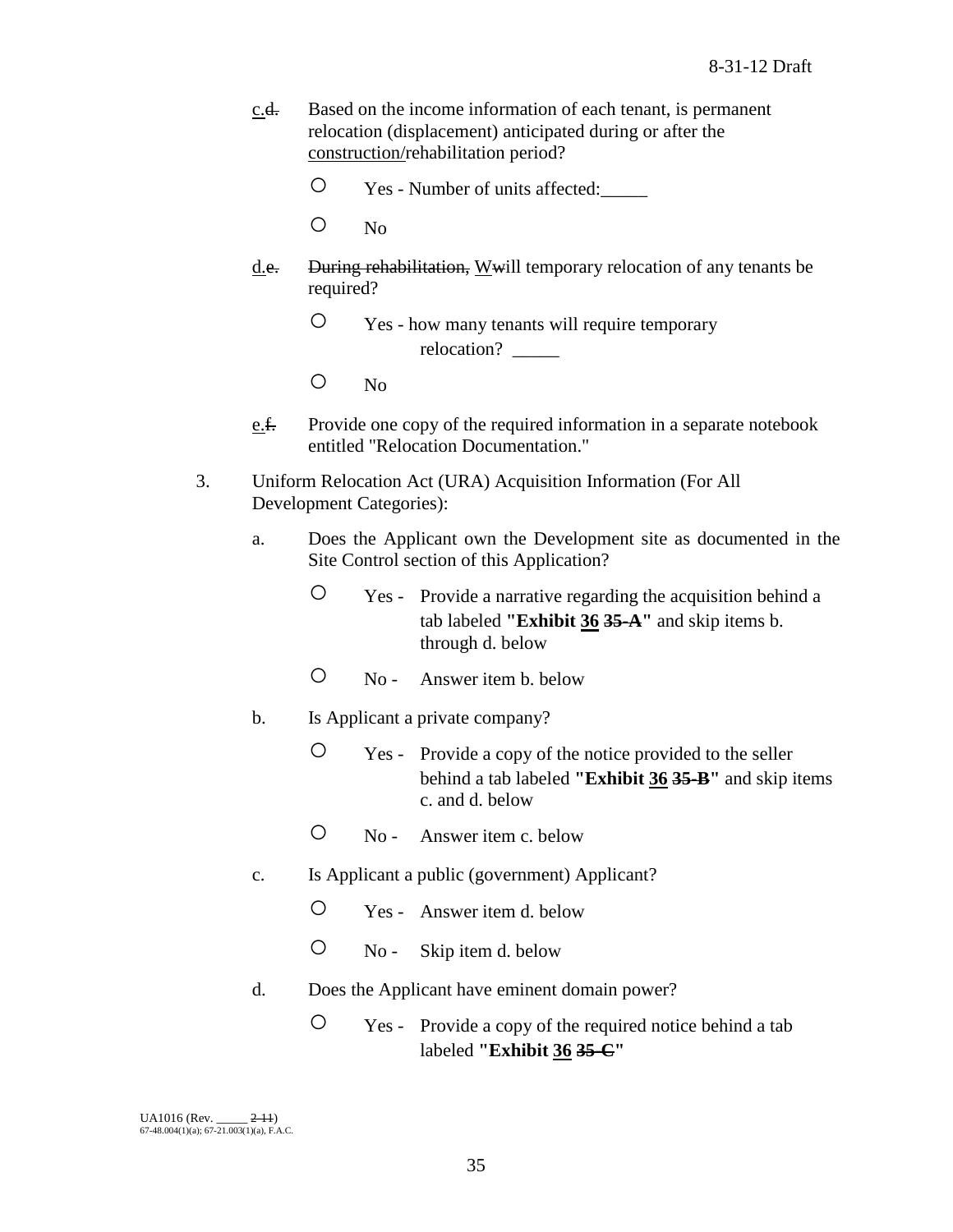c.~~d.~~ Based on the income information of each tenant, is permanent relocation (displacement) anticipated during or after the construction/rehabilitation period?

- ○ Yes - Number of units affected:_____
- ○ No

d.~~e.~~ ~~During rehabilitation,~~ W~~w~~ill temporary relocation of any tenants be required?

- ○ Yes - how many tenants will require temporary relocation? _____
- ○ No

e.~~f.~~ Provide one copy of the required information in a separate notebook entitled "Relocation Documentation."

3. Uniform Relocation Act (URA) Acquisition Information (For All Development Categories):

   a. Does the Applicant own the Development site as documented in the Site Control section of this Application?

   - ○ Yes - Provide a narrative regarding the acquisition behind a tab labeled **"Exhibit 36 ~~35-A~~"** and skip items b. through d. below
   - ○ No - Answer item b. below

   b. Is Applicant a private company?

   - ○ Yes - Provide a copy of the notice provided to the seller behind a tab labeled **"Exhibit 36 ~~35-B~~"** and skip items c. and d. below
   - ○ No - Answer item c. below

   c. Is Applicant a public (government) Applicant?

   - ○ Yes - Answer item d. below
   - ○ No - Skip item d. below

   d. Does the Applicant have eminent domain power?

   - ○ Yes - Provide a copy of the required notice behind a tab labeled **"Exhibit 36 ~~35-C~~"**

UA1016 (Rev. _____ ~~2-11~~)
67-48.004(1)(a); 67-21.003(1)(a), F.A.C.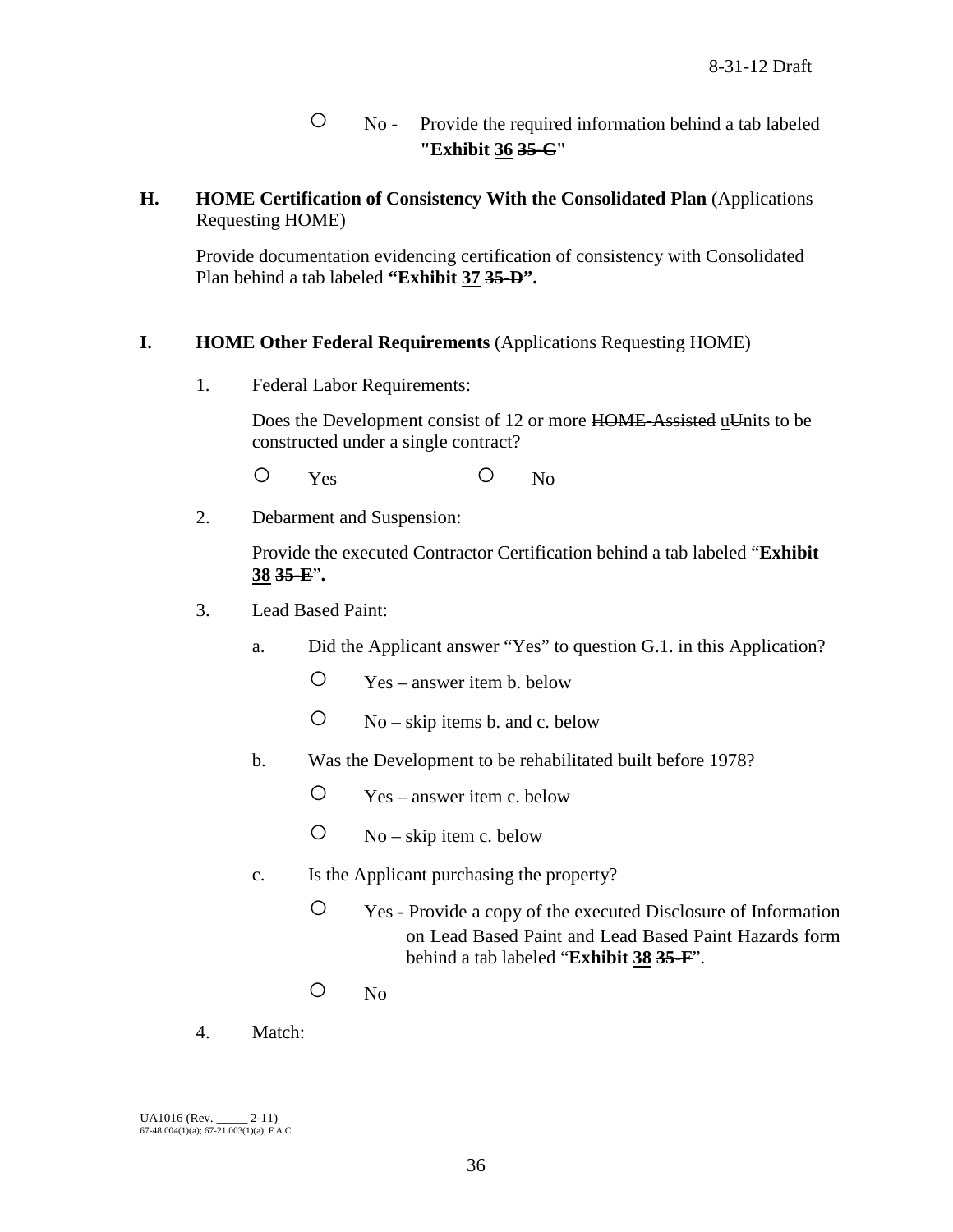○ No - Provide the required information behind a tab labeled **"Exhibit <u>36</u> ~~35-C~~"**

**H. HOME Certification of Consistency With the Consolidated Plan** (Applications Requesting HOME)

Provide documentation evidencing certification of consistency with Consolidated Plan behind a tab labeled **"Exhibit <u>37</u> ~~35-D~~".**

**I. HOME Other Federal Requirements** (Applications Requesting HOME)

1. Federal Labor Requirements:

   Does the Development consist of 12 or more ~~HOME-Assisted~~ <u>u</u>~~U~~nits to be constructed under a single contract?

   ○ Yes ○ No

2. Debarment and Suspension:

   Provide the executed Contractor Certification behind a tab labeled "**Exhibit <u>38</u> ~~35-E~~**"**.**

3. Lead Based Paint:

   a. Did the Applicant answer "Yes" to question G.1. in this Application?

      ○ Yes – answer item b. below

      ○ No – skip items b. and c. below

   b. Was the Development to be rehabilitated built before 1978?

      ○ Yes – answer item c. below

      ○ No – skip item c. below

   c. Is the Applicant purchasing the property?

      ○ Yes - Provide a copy of the executed Disclosure of Information on Lead Based Paint and Lead Based Paint Hazards form behind a tab labeled "**Exhibit <u>38</u> ~~35-F~~**".

      ○ No

4. Match:

UA1016 (Rev. _____ ~~2-11~~)
67-48.004(1)(a); 67-21.003(1)(a), F.A.C.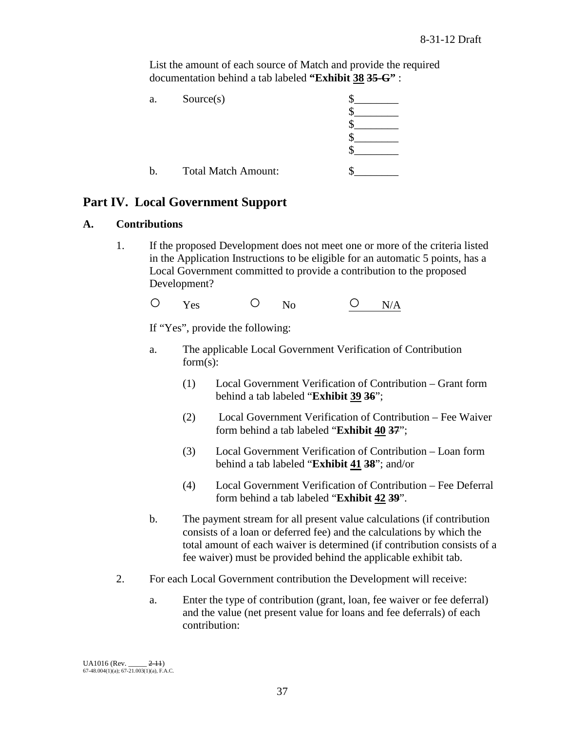List the amount of each source of Match and provide the required documentation behind a tab labeled **"Exhibit <u>38</u> ~~35-G~~"** :

a. Source(s) $________
$________
$________
$________
$________

b. Total Match Amount: $________

## Part IV. Local Government Support

### A. Contributions

1. If the proposed Development does not meet one or more of the criteria listed in the Application Instructions to be eligible for an automatic 5 points, has a Local Government committed to provide a contribution to the proposed Development?

   ○ Yes ○ No ○ N/A

   If "Yes", provide the following:

   a. The applicable Local Government Verification of Contribution form(s):

      (1) Local Government Verification of Contribution – Grant form behind a tab labeled "**Exhibit <u>39</u> ~~36~~**";

      (2) Local Government Verification of Contribution – Fee Waiver form behind a tab labeled "**Exhibit <u>40</u> ~~37~~**";

      (3) Local Government Verification of Contribution – Loan form behind a tab labeled "**Exhibit <u>41</u> ~~38~~**"; and/or

      (4) Local Government Verification of Contribution – Fee Deferral form behind a tab labeled "**Exhibit <u>42</u> ~~39~~**".

   b. The payment stream for all present value calculations (if contribution consists of a loan or deferred fee) and the calculations by which the total amount of each waiver is determined (if contribution consists of a fee waiver) must be provided behind the applicable exhibit tab.

2. For each Local Government contribution the Development will receive:

   a. Enter the type of contribution (grant, loan, fee waiver or fee deferral) and the value (net present value for loans and fee deferrals) of each contribution: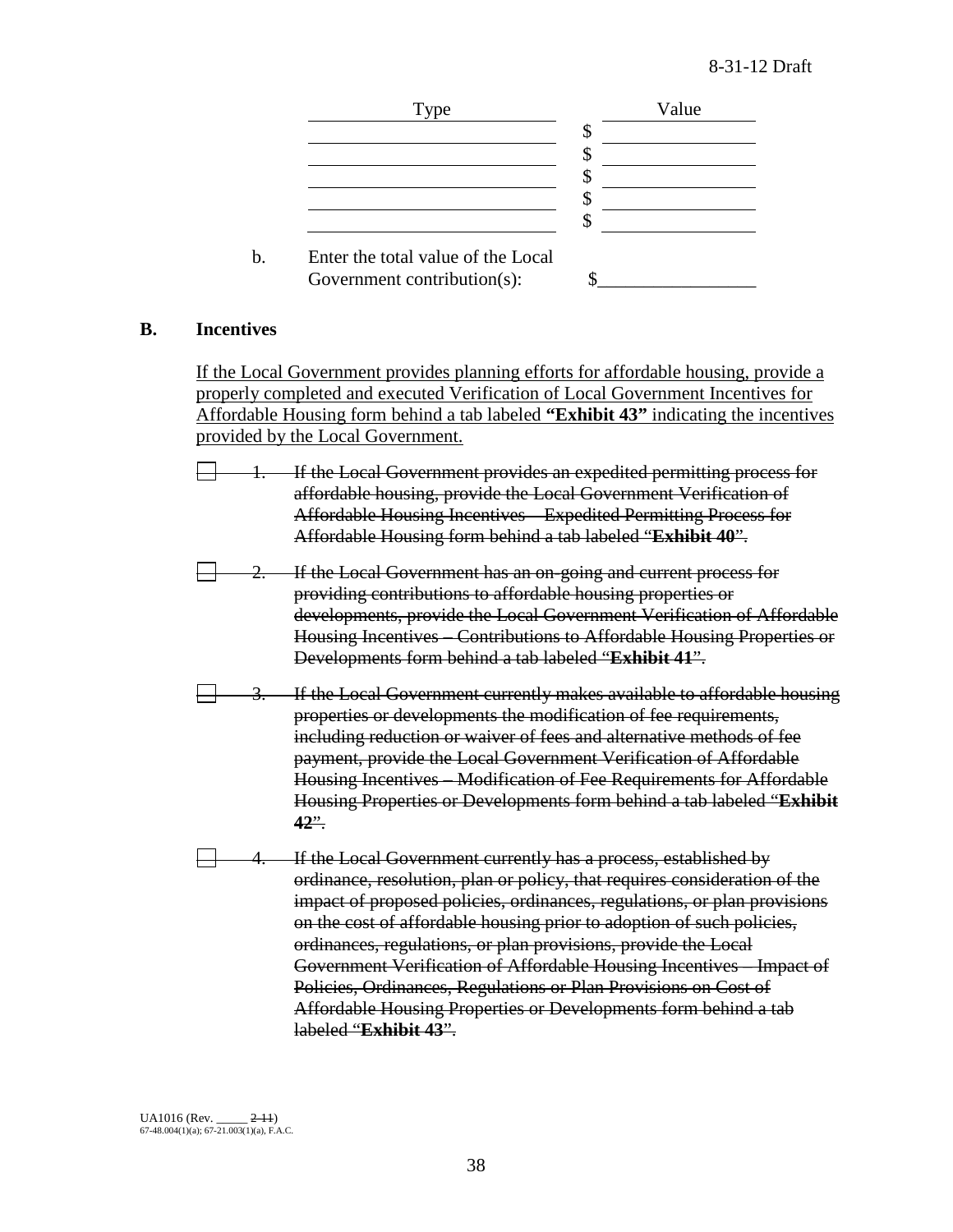| Type | Value |
| --- | --- |
| | $ |
| | $ |
| | $ |
| | $ |
| | $ |

b. Enter the total value of the Local Government contribution(s): $\_\_\_\_\_\_\_\_\_\_\_\_\_\_\_\_\_

## B. Incentives

<u>If the Local Government provides planning efforts for affordable housing, provide a properly completed and executed Verification of Local Government Incentives for Affordable Housing form behind a tab labeled **"Exhibit 43"** indicating the incentives provided by the Local Government.</u>

☐ ~~1. If the Local Government provides an expedited permitting process for affordable housing, provide the Local Government Verification of Affordable Housing Incentives – Expedited Permitting Process for Affordable Housing form behind a tab labeled "**Exhibit 40**".~~

☐ ~~2. If the Local Government has an on-going and current process for providing contributions to affordable housing properties or developments, provide the Local Government Verification of Affordable Housing Incentives – Contributions to Affordable Housing Properties or Developments form behind a tab labeled "**Exhibit 41**".~~

☐ ~~3. If the Local Government currently makes available to affordable housing properties or developments the modification of fee requirements, including reduction or waiver of fees and alternative methods of fee payment, provide the Local Government Verification of Affordable Housing Incentives – Modification of Fee Requirements for Affordable Housing Properties or Developments form behind a tab labeled "**Exhibit 42**".~~

☐ ~~4. If the Local Government currently has a process, established by ordinance, resolution, plan or policy, that requires consideration of the impact of proposed policies, ordinances, regulations, or plan provisions on the cost of affordable housing prior to adoption of such policies, ordinances, regulations, or plan provisions, provide the Local Government Verification of Affordable Housing Incentives – Impact of Policies, Ordinances, Regulations or Plan Provisions on Cost of Affordable Housing Properties or Developments form behind a tab labeled "**Exhibit 43**".~~

UA1016 (Rev. \_\_\_\_\_ ~~2-11~~)
67-48.004(1)(a); 67-21.003(1)(a), F.A.C.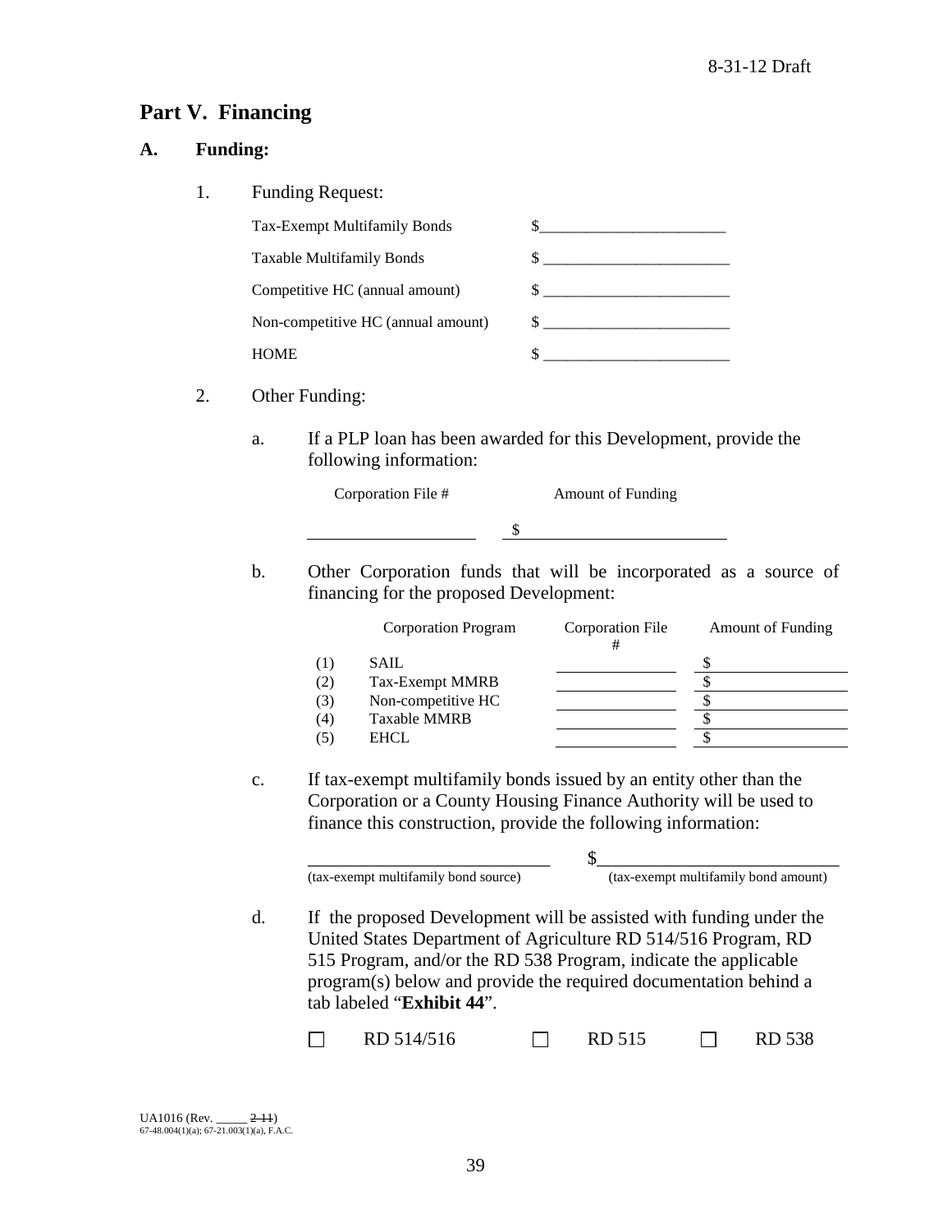## Part V. Financing

### A. Funding:

1. Funding Request:

| | |
|---|---|
| Tax-Exempt Multifamily Bonds | $\_\_\_\_\_\_\_\_\_\_\_\_\_\_\_\_\_\_\_\_\_\_\_\_ |
| Taxable Multifamily Bonds | $ \_\_\_\_\_\_\_\_\_\_\_\_\_\_\_\_\_\_\_\_\_\_\_\_ |
| Competitive HC (annual amount) | $ \_\_\_\_\_\_\_\_\_\_\_\_\_\_\_\_\_\_\_\_\_\_\_\_ |
| Non-competitive HC (annual amount) | $ \_\_\_\_\_\_\_\_\_\_\_\_\_\_\_\_\_\_\_\_\_\_\_\_ |
| HOME | $ \_\_\_\_\_\_\_\_\_\_\_\_\_\_\_\_\_\_\_\_\_\_\_\_ |

2. Other Funding:

   a. If a PLP loan has been awarded for this Development, provide the following information:

| Corporation File # | Amount of Funding |
|---|---|
| \_\_\_\_\_\_\_\_\_\_\_\_\_\_\_\_\_\_\_\_ | $ \_\_\_\_\_\_\_\_\_\_\_\_\_\_\_\_\_\_\_\_\_\_\_\_ |

   b. Other Corporation funds that will be incorporated as a source of financing for the proposed Development:

| | Corporation Program | Corporation File # | Amount of Funding |
|---|---|---|---|
| (1) | SAIL | \_\_\_\_\_\_\_\_\_\_\_\_ | $ \_\_\_\_\_\_\_\_\_\_\_\_\_\_ |
| (2) | Tax-Exempt MMRB | \_\_\_\_\_\_\_\_\_\_\_\_ | $ \_\_\_\_\_\_\_\_\_\_\_\_\_\_ |
| (3) | Non-competitive HC | \_\_\_\_\_\_\_\_\_\_\_\_ | $ \_\_\_\_\_\_\_\_\_\_\_\_\_\_ |
| (4) | Taxable MMRB | \_\_\_\_\_\_\_\_\_\_\_\_ | $ \_\_\_\_\_\_\_\_\_\_\_\_\_\_ |
| (5) | EHCL | \_\_\_\_\_\_\_\_\_\_\_\_ | $ \_\_\_\_\_\_\_\_\_\_\_\_\_\_ |

   c. If tax-exempt multifamily bonds issued by an entity other than the Corporation or a County Housing Finance Authority will be used to finance this construction, provide the following information:

| \_\_\_\_\_\_\_\_\_\_\_\_\_\_\_\_\_\_\_\_\_\_\_\_\_\_\_\_ | $\_\_\_\_\_\_\_\_\_\_\_\_\_\_\_\_\_\_\_\_\_\_\_\_\_\_\_\_ |
|---|---|
| (tax-exempt multifamily bond source) | (tax-exempt multifamily bond amount) |

   d. If the proposed Development will be assisted with funding under the United States Department of Agriculture RD 514/516 Program, RD 515 Program, and/or the RD 538 Program, indicate the applicable program(s) below and provide the required documentation behind a tab labeled "**Exhibit 44**".

   ☐ RD 514/516 &nbsp;&nbsp;&nbsp; ☐ RD 515 &nbsp;&nbsp;&nbsp; ☐ RD 538

UA1016 (Rev. \_\_\_\_\_ ~~2-11~~)
67-48.004(1)(a); 67-21.003(1)(a), F.A.C.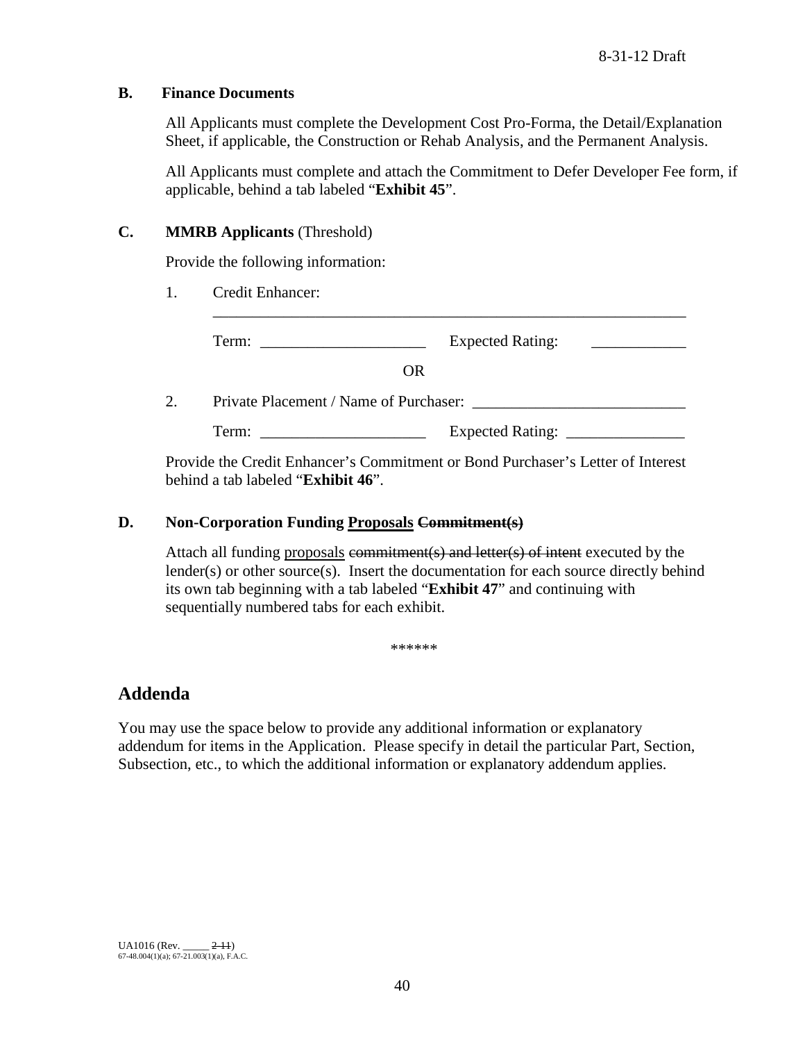**B. Finance Documents**

All Applicants must complete the Development Cost Pro-Forma, the Detail/Explanation Sheet, if applicable, the Construction or Rehab Analysis, and the Permanent Analysis.

All Applicants must complete and attach the Commitment to Defer Developer Fee form, if applicable, behind a tab labeled "**Exhibit 45**".

**C. MMRB Applicants** (Threshold)

Provide the following information:

1. Credit Enhancer: ______________________________________________________________

   Term: _____________________ Expected Rating: ____________

   OR

2. Private Placement / Name of Purchaser: ___________________________

   Term: _____________________ Expected Rating: _______________

Provide the Credit Enhancer's Commitment or Bond Purchaser's Letter of Interest behind a tab labeled "**Exhibit 46**".

**D. Non-Corporation Funding <u>Proposals</u> ~~Commitment(s)~~**

Attach all funding <u>proposals</u> ~~commitment(s) and letter(s) of intent~~ executed by the lender(s) or other source(s). Insert the documentation for each source directly behind its own tab beginning with a tab labeled "**Exhibit 47**" and continuing with sequentially numbered tabs for each exhibit.

******

## Addenda

You may use the space below to provide any additional information or explanatory addendum for items in the Application. Please specify in detail the particular Part, Section, Subsection, etc., to which the additional information or explanatory addendum applies.

UA1016 (Rev. _____ ~~2-11~~)
67-48.004(1)(a); 67-21.003(1)(a), F.A.C.